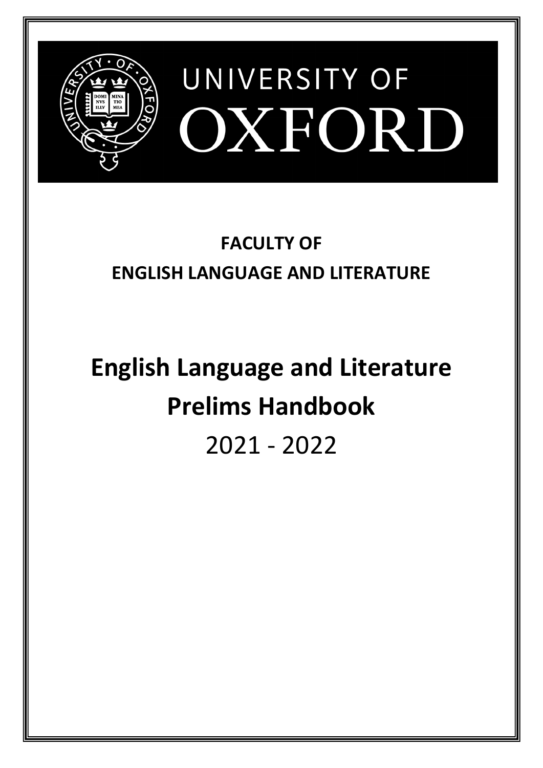UNIVERSITY OF

OXFORD

**FACULTY OF**
**ENGLISH LANGUAGE AND LITERATURE**

# English Language and Literature Prelims Handbook

2021 - 2022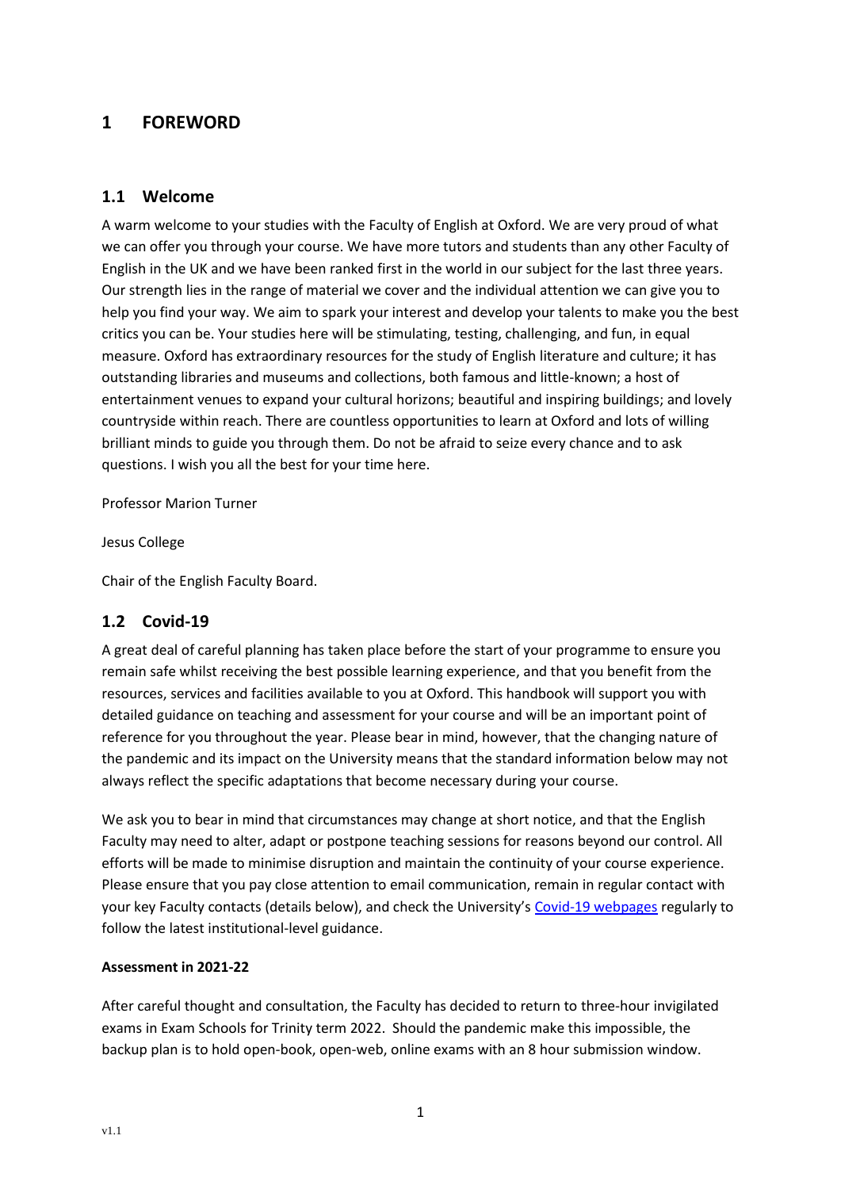# 1 FOREWORD

## 1.1 Welcome

A warm welcome to your studies with the Faculty of English at Oxford. We are very proud of what we can offer you through your course. We have more tutors and students than any other Faculty of English in the UK and we have been ranked first in the world in our subject for the last three years. Our strength lies in the range of material we cover and the individual attention we can give you to help you find your way. We aim to spark your interest and develop your talents to make you the best critics you can be. Your studies here will be stimulating, testing, challenging, and fun, in equal measure. Oxford has extraordinary resources for the study of English literature and culture; it has outstanding libraries and museums and collections, both famous and little-known; a host of entertainment venues to expand your cultural horizons; beautiful and inspiring buildings; and lovely countryside within reach. There are countless opportunities to learn at Oxford and lots of willing brilliant minds to guide you through them. Do not be afraid to seize every chance and to ask questions. I wish you all the best for your time here.

Professor Marion Turner

Jesus College

Chair of the English Faculty Board.

## 1.2 Covid-19

A great deal of careful planning has taken place before the start of your programme to ensure you remain safe whilst receiving the best possible learning experience, and that you benefit from the resources, services and facilities available to you at Oxford. This handbook will support you with detailed guidance on teaching and assessment for your course and will be an important point of reference for you throughout the year. Please bear in mind, however, that the changing nature of the pandemic and its impact on the University means that the standard information below may not always reflect the specific adaptations that become necessary during your course.

We ask you to bear in mind that circumstances may change at short notice, and that the English Faculty may need to alter, adapt or postpone teaching sessions for reasons beyond our control. All efforts will be made to minimise disruption and maintain the continuity of your course experience. Please ensure that you pay close attention to email communication, remain in regular contact with your key Faculty contacts (details below), and check the University's Covid-19 webpages regularly to follow the latest institutional-level guidance.

**Assessment in 2021-22**

After careful thought and consultation, the Faculty has decided to return to three-hour invigilated exams in Exam Schools for Trinity term 2022. Should the pandemic make this impossible, the backup plan is to hold open-book, open-web, online exams with an 8 hour submission window.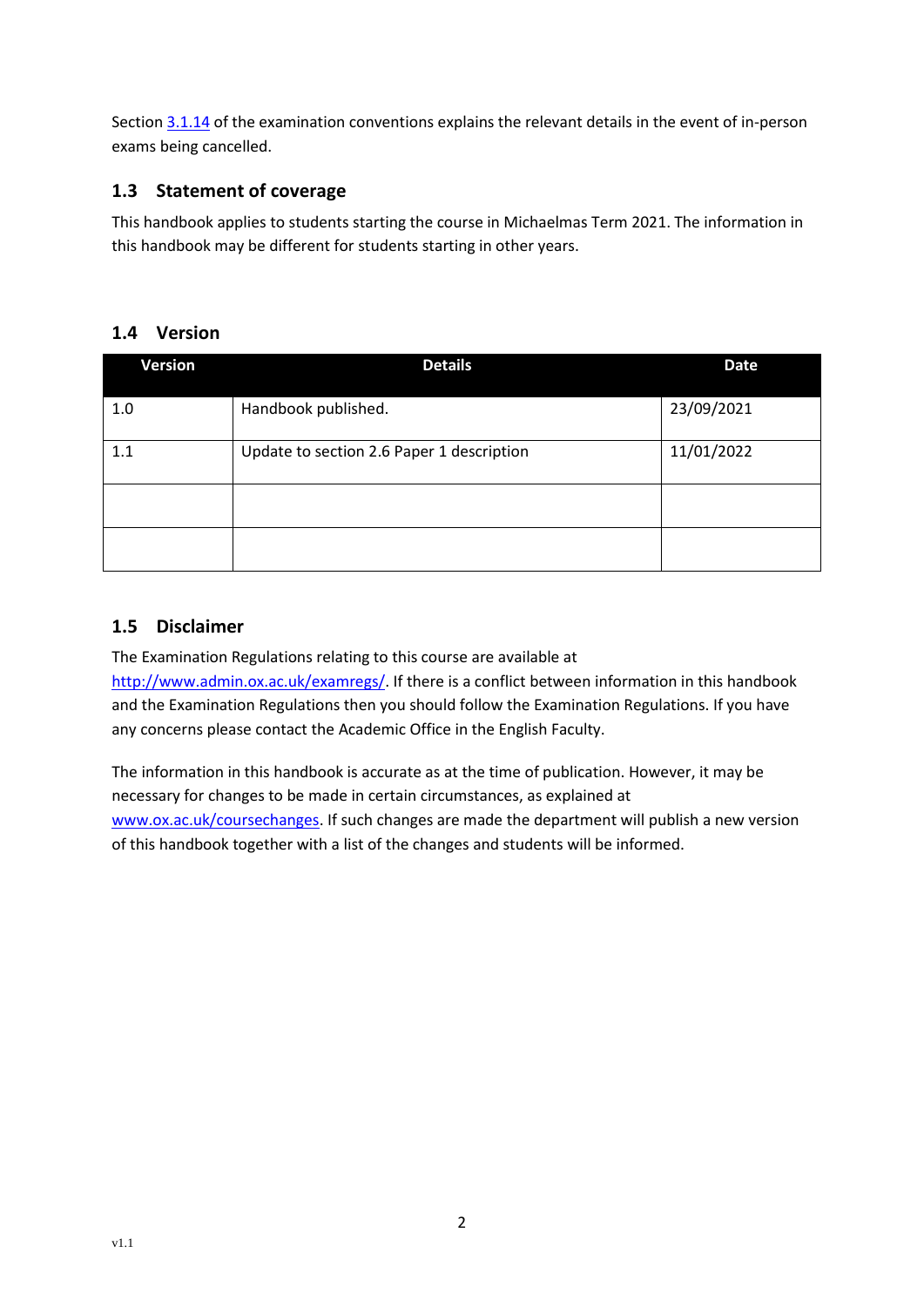Section [3.1.14](#) of the examination conventions explains the relevant details in the event of in-person exams being cancelled.

### 1.3 Statement of coverage

This handbook applies to students starting the course in Michaelmas Term 2021. The information in this handbook may be different for students starting in other years.

### 1.4 Version

| Version | Details | Date |
| --- | --- | --- |
| 1.0 | Handbook published. | 23/09/2021 |
| 1.1 | Update to section 2.6 Paper 1 description | 11/01/2022 |
| | | |
| | | |

### 1.5 Disclaimer

The Examination Regulations relating to this course are available at [http://www.admin.ox.ac.uk/examregs/](http://www.admin.ox.ac.uk/examregs/). If there is a conflict between information in this handbook and the Examination Regulations then you should follow the Examination Regulations. If you have any concerns please contact the Academic Office in the English Faculty.

The information in this handbook is accurate as at the time of publication. However, it may be necessary for changes to be made in certain circumstances, as explained at [www.ox.ac.uk/coursechanges](http://www.ox.ac.uk/coursechanges). If such changes are made the department will publish a new version of this handbook together with a list of the changes and students will be informed.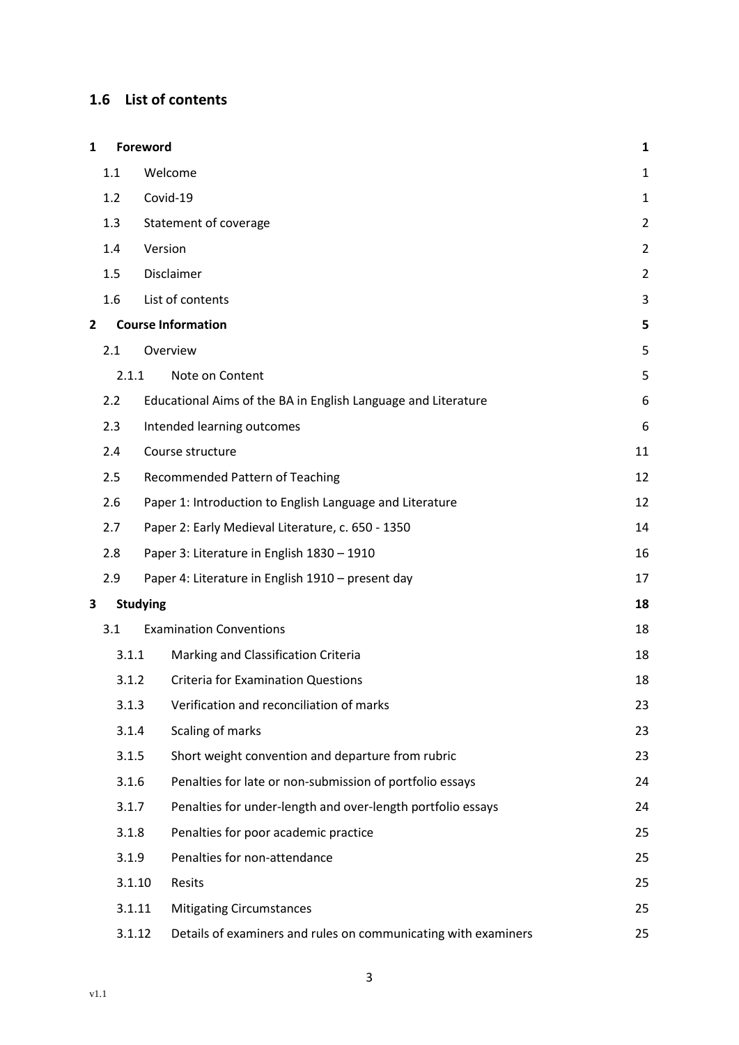## 1.6 List of contents

| | | |
|---|---|---|
| **1** | **Foreword** | **1** |
| 1.1 | Welcome | 1 |
| 1.2 | Covid-19 | 1 |
| 1.3 | Statement of coverage | 2 |
| 1.4 | Version | 2 |
| 1.5 | Disclaimer | 2 |
| 1.6 | List of contents | 3 |
| **2** | **Course Information** | **5** |
| 2.1 | Overview | 5 |
| 2.1.1 | Note on Content | 5 |
| 2.2 | Educational Aims of the BA in English Language and Literature | 6 |
| 2.3 | Intended learning outcomes | 6 |
| 2.4 | Course structure | 11 |
| 2.5 | Recommended Pattern of Teaching | 12 |
| 2.6 | Paper 1: Introduction to English Language and Literature | 12 |
| 2.7 | Paper 2: Early Medieval Literature, c. 650 - 1350 | 14 |
| 2.8 | Paper 3: Literature in English 1830 – 1910 | 16 |
| 2.9 | Paper 4: Literature in English 1910 – present day | 17 |
| **3** | **Studying** | **18** |
| 3.1 | Examination Conventions | 18 |
| 3.1.1 | Marking and Classification Criteria | 18 |
| 3.1.2 | Criteria for Examination Questions | 18 |
| 3.1.3 | Verification and reconciliation of marks | 23 |
| 3.1.4 | Scaling of marks | 23 |
| 3.1.5 | Short weight convention and departure from rubric | 23 |
| 3.1.6 | Penalties for late or non-submission of portfolio essays | 24 |
| 3.1.7 | Penalties for under-length and over-length portfolio essays | 24 |
| 3.1.8 | Penalties for poor academic practice | 25 |
| 3.1.9 | Penalties for non-attendance | 25 |
| 3.1.10 | Resits | 25 |
| 3.1.11 | Mitigating Circumstances | 25 |
| 3.1.12 | Details of examiners and rules on communicating with examiners | 25 |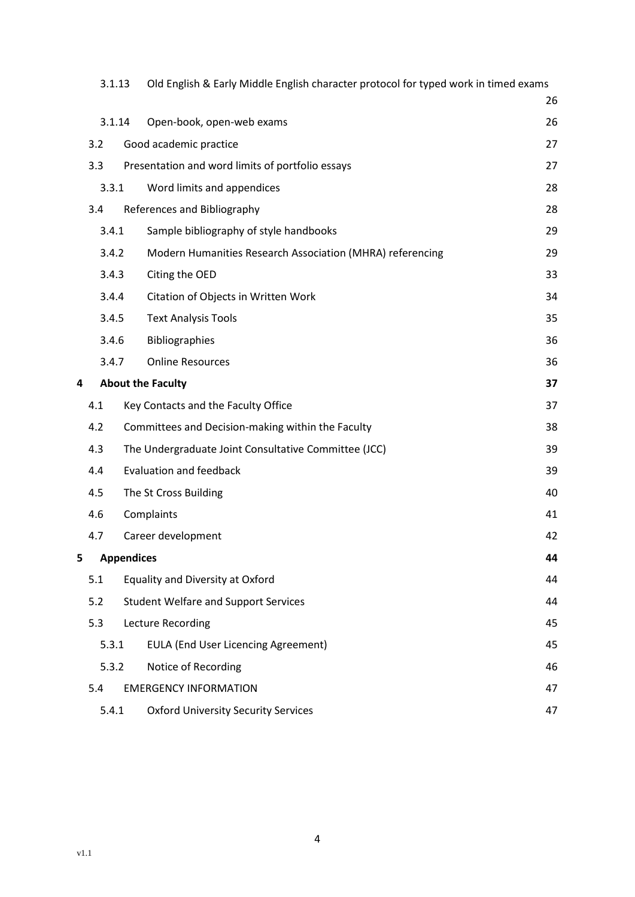| | | |
|---|---|---|
| 3.1.13 | Old English & Early Middle English character protocol for typed work in timed exams | 26 |
| 3.1.14 | Open-book, open-web exams | 26 |
| 3.2 | Good academic practice | 27 |
| 3.3 | Presentation and word limits of portfolio essays | 27 |
| 3.3.1 | Word limits and appendices | 28 |
| 3.4 | References and Bibliography | 28 |
| 3.4.1 | Sample bibliography of style handbooks | 29 |
| 3.4.2 | Modern Humanities Research Association (MHRA) referencing | 29 |
| 3.4.3 | Citing the OED | 33 |
| 3.4.4 | Citation of Objects in Written Work | 34 |
| 3.4.5 | Text Analysis Tools | 35 |
| 3.4.6 | Bibliographies | 36 |
| 3.4.7 | Online Resources | 36 |
| **4** | **About the Faculty** | **37** |
| 4.1 | Key Contacts and the Faculty Office | 37 |
| 4.2 | Committees and Decision-making within the Faculty | 38 |
| 4.3 | The Undergraduate Joint Consultative Committee (JCC) | 39 |
| 4.4 | Evaluation and feedback | 39 |
| 4.5 | The St Cross Building | 40 |
| 4.6 | Complaints | 41 |
| 4.7 | Career development | 42 |
| **5** | **Appendices** | **44** |
| 5.1 | Equality and Diversity at Oxford | 44 |
| 5.2 | Student Welfare and Support Services | 44 |
| 5.3 | Lecture Recording | 45 |
| 5.3.1 | EULA (End User Licencing Agreement) | 45 |
| 5.3.2 | Notice of Recording | 46 |
| 5.4 | EMERGENCY INFORMATION | 47 |
| 5.4.1 | Oxford University Security Services | 47 |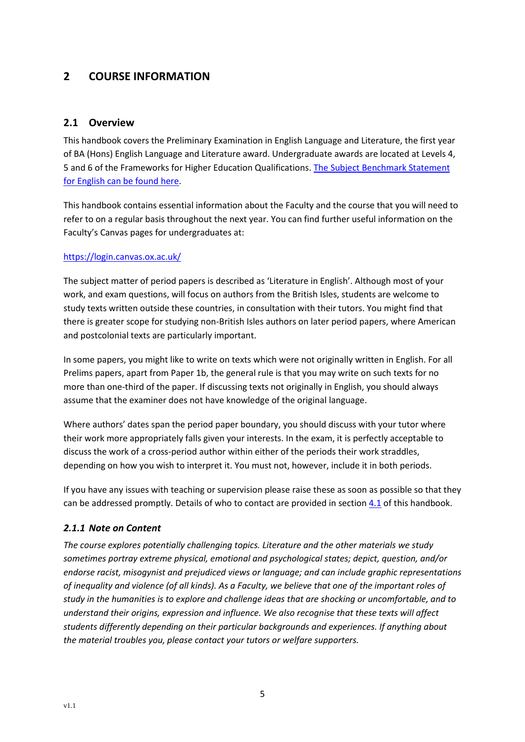# 2 COURSE INFORMATION

## 2.1 Overview

This handbook covers the Preliminary Examination in English Language and Literature, the first year of BA (Hons) English Language and Literature award. Undergraduate awards are located at Levels 4, 5 and 6 of the Frameworks for Higher Education Qualifications. [The Subject Benchmark Statement for English can be found here](#).

This handbook contains essential information about the Faculty and the course that you will need to refer to on a regular basis throughout the next year. You can find further useful information on the Faculty's Canvas pages for undergraduates at:

https://login.canvas.ox.ac.uk/

The subject matter of period papers is described as 'Literature in English'. Although most of your work, and exam questions, will focus on authors from the British Isles, students are welcome to study texts written outside these countries, in consultation with their tutors. You might find that there is greater scope for studying non-British Isles authors on later period papers, where American and postcolonial texts are particularly important.

In some papers, you might like to write on texts which were not originally written in English. For all Prelims papers, apart from Paper 1b, the general rule is that you may write on such texts for no more than one-third of the paper. If discussing texts not originally in English, you should always assume that the examiner does not have knowledge of the original language.

Where authors' dates span the period paper boundary, you should discuss with your tutor where their work more appropriately falls given your interests. In the exam, it is perfectly acceptable to discuss the work of a cross-period author within either of the periods their work straddles, depending on how you wish to interpret it. You must not, however, include it in both periods.

If you have any issues with teaching or supervision please raise these as soon as possible so that they can be addressed promptly. Details of who to contact are provided in section 4.1 of this handbook.

### *2.1.1 Note on Content*

*The course explores potentially challenging topics. Literature and the other materials we study sometimes portray extreme physical, emotional and psychological states; depict, question, and/or endorse racist, misogynist and prejudiced views or language; and can include graphic representations of inequality and violence (of all kinds). As a Faculty, we believe that one of the important roles of study in the humanities is to explore and challenge ideas that are shocking or uncomfortable, and to understand their origins, expression and influence. We also recognise that these texts will affect students differently depending on their particular backgrounds and experiences. If anything about the material troubles you, please contact your tutors or welfare supporters.*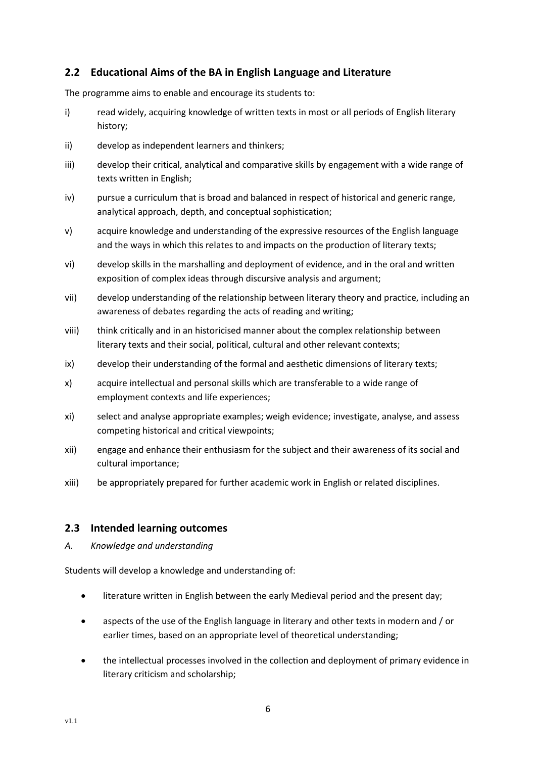## 2.2 Educational Aims of the BA in English Language and Literature

The programme aims to enable and encourage its students to:

i) read widely, acquiring knowledge of written texts in most or all periods of English literary history;

ii) develop as independent learners and thinkers;

iii) develop their critical, analytical and comparative skills by engagement with a wide range of texts written in English;

iv) pursue a curriculum that is broad and balanced in respect of historical and generic range, analytical approach, depth, and conceptual sophistication;

v) acquire knowledge and understanding of the expressive resources of the English language and the ways in which this relates to and impacts on the production of literary texts;

vi) develop skills in the marshalling and deployment of evidence, and in the oral and written exposition of complex ideas through discursive analysis and argument;

vii) develop understanding of the relationship between literary theory and practice, including an awareness of debates regarding the acts of reading and writing;

viii) think critically and in an historicised manner about the complex relationship between literary texts and their social, political, cultural and other relevant contexts;

ix) develop their understanding of the formal and aesthetic dimensions of literary texts;

x) acquire intellectual and personal skills which are transferable to a wide range of employment contexts and life experiences;

xi) select and analyse appropriate examples; weigh evidence; investigate, analyse, and assess competing historical and critical viewpoints;

xii) engage and enhance their enthusiasm for the subject and their awareness of its social and cultural importance;

xiii) be appropriately prepared for further academic work in English or related disciplines.

## 2.3 Intended learning outcomes

*A. Knowledge and understanding*

Students will develop a knowledge and understanding of:

- literature written in English between the early Medieval period and the present day;
- aspects of the use of the English language in literary and other texts in modern and / or earlier times, based on an appropriate level of theoretical understanding;
- the intellectual processes involved in the collection and deployment of primary evidence in literary criticism and scholarship;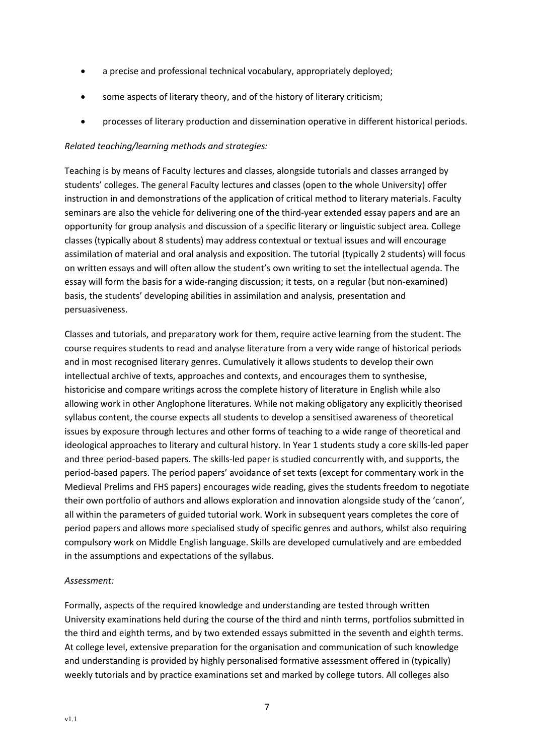- a precise and professional technical vocabulary, appropriately deployed;
- some aspects of literary theory, and of the history of literary criticism;
- processes of literary production and dissemination operative in different historical periods.

*Related teaching/learning methods and strategies:*

Teaching is by means of Faculty lectures and classes, alongside tutorials and classes arranged by students' colleges. The general Faculty lectures and classes (open to the whole University) offer instruction in and demonstrations of the application of critical method to literary materials. Faculty seminars are also the vehicle for delivering one of the third-year extended essay papers and are an opportunity for group analysis and discussion of a specific literary or linguistic subject area. College classes (typically about 8 students) may address contextual or textual issues and will encourage assimilation of material and oral analysis and exposition. The tutorial (typically 2 students) will focus on written essays and will often allow the student's own writing to set the intellectual agenda. The essay will form the basis for a wide-ranging discussion; it tests, on a regular (but non-examined) basis, the students' developing abilities in assimilation and analysis, presentation and persuasiveness.

Classes and tutorials, and preparatory work for them, require active learning from the student. The course requires students to read and analyse literature from a very wide range of historical periods and in most recognised literary genres. Cumulatively it allows students to develop their own intellectual archive of texts, approaches and contexts, and encourages them to synthesise, historicise and compare writings across the complete history of literature in English while also allowing work in other Anglophone literatures. While not making obligatory any explicitly theorised syllabus content, the course expects all students to develop a sensitised awareness of theoretical issues by exposure through lectures and other forms of teaching to a wide range of theoretical and ideological approaches to literary and cultural history. In Year 1 students study a core skills-led paper and three period-based papers. The skills-led paper is studied concurrently with, and supports, the period-based papers. The period papers' avoidance of set texts (except for commentary work in the Medieval Prelims and FHS papers) encourages wide reading, gives the students freedom to negotiate their own portfolio of authors and allows exploration and innovation alongside study of the 'canon', all within the parameters of guided tutorial work. Work in subsequent years completes the core of period papers and allows more specialised study of specific genres and authors, whilst also requiring compulsory work on Middle English language. Skills are developed cumulatively and are embedded in the assumptions and expectations of the syllabus.

*Assessment:*

Formally, aspects of the required knowledge and understanding are tested through written University examinations held during the course of the third and ninth terms, portfolios submitted in the third and eighth terms, and by two extended essays submitted in the seventh and eighth terms. At college level, extensive preparation for the organisation and communication of such knowledge and understanding is provided by highly personalised formative assessment offered in (typically) weekly tutorials and by practice examinations set and marked by college tutors. All colleges also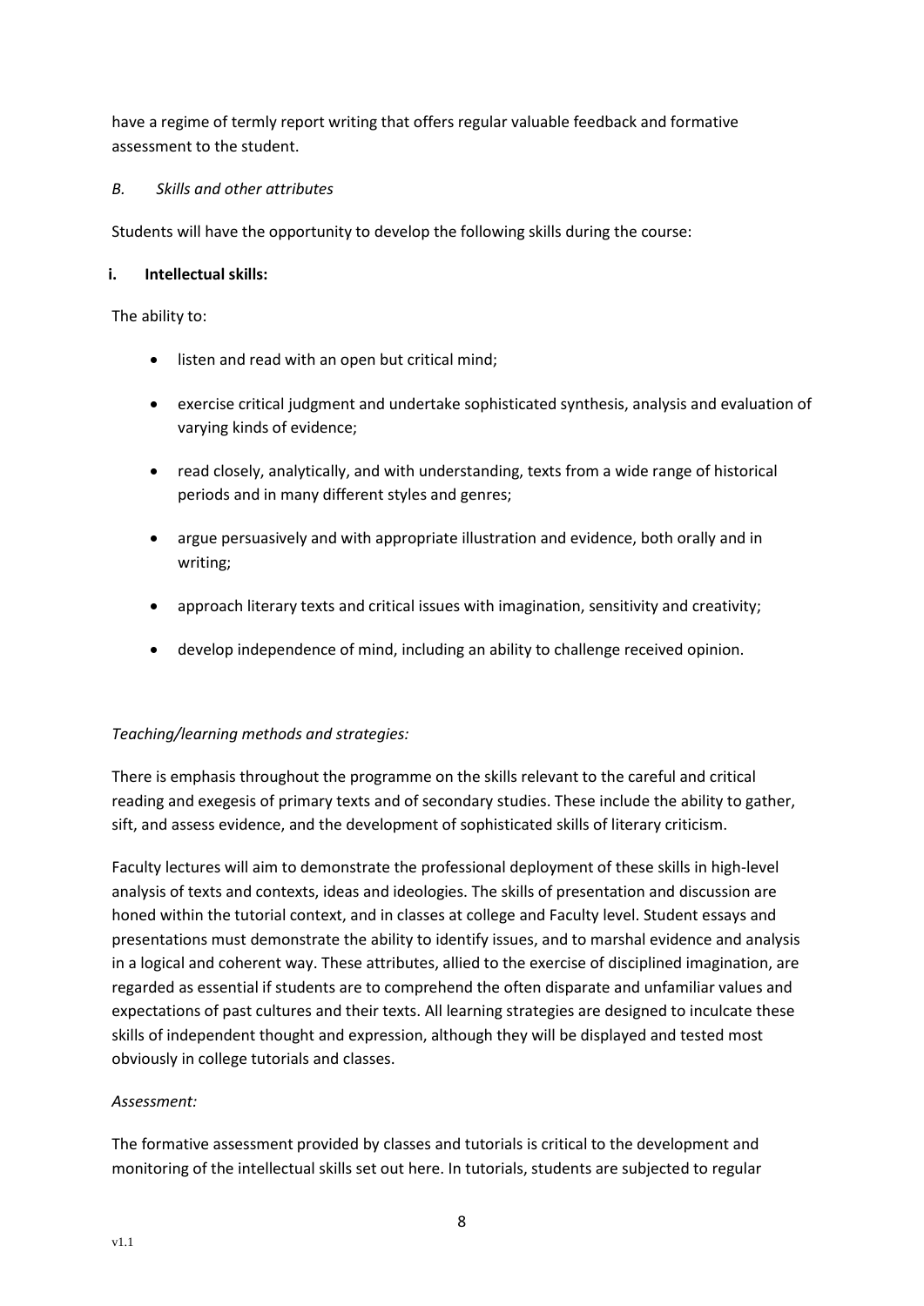have a regime of termly report writing that offers regular valuable feedback and formative assessment to the student.

*B. Skills and other attributes*

Students will have the opportunity to develop the following skills during the course:

**i. Intellectual skills:**

The ability to:

- listen and read with an open but critical mind;
- exercise critical judgment and undertake sophisticated synthesis, analysis and evaluation of varying kinds of evidence;
- read closely, analytically, and with understanding, texts from a wide range of historical periods and in many different styles and genres;
- argue persuasively and with appropriate illustration and evidence, both orally and in writing;
- approach literary texts and critical issues with imagination, sensitivity and creativity;
- develop independence of mind, including an ability to challenge received opinion.

*Teaching/learning methods and strategies:*

There is emphasis throughout the programme on the skills relevant to the careful and critical reading and exegesis of primary texts and of secondary studies. These include the ability to gather, sift, and assess evidence, and the development of sophisticated skills of literary criticism.

Faculty lectures will aim to demonstrate the professional deployment of these skills in high-level analysis of texts and contexts, ideas and ideologies. The skills of presentation and discussion are honed within the tutorial context, and in classes at college and Faculty level. Student essays and presentations must demonstrate the ability to identify issues, and to marshal evidence and analysis in a logical and coherent way. These attributes, allied to the exercise of disciplined imagination, are regarded as essential if students are to comprehend the often disparate and unfamiliar values and expectations of past cultures and their texts. All learning strategies are designed to inculcate these skills of independent thought and expression, although they will be displayed and tested most obviously in college tutorials and classes.

*Assessment:*

The formative assessment provided by classes and tutorials is critical to the development and monitoring of the intellectual skills set out here. In tutorials, students are subjected to regular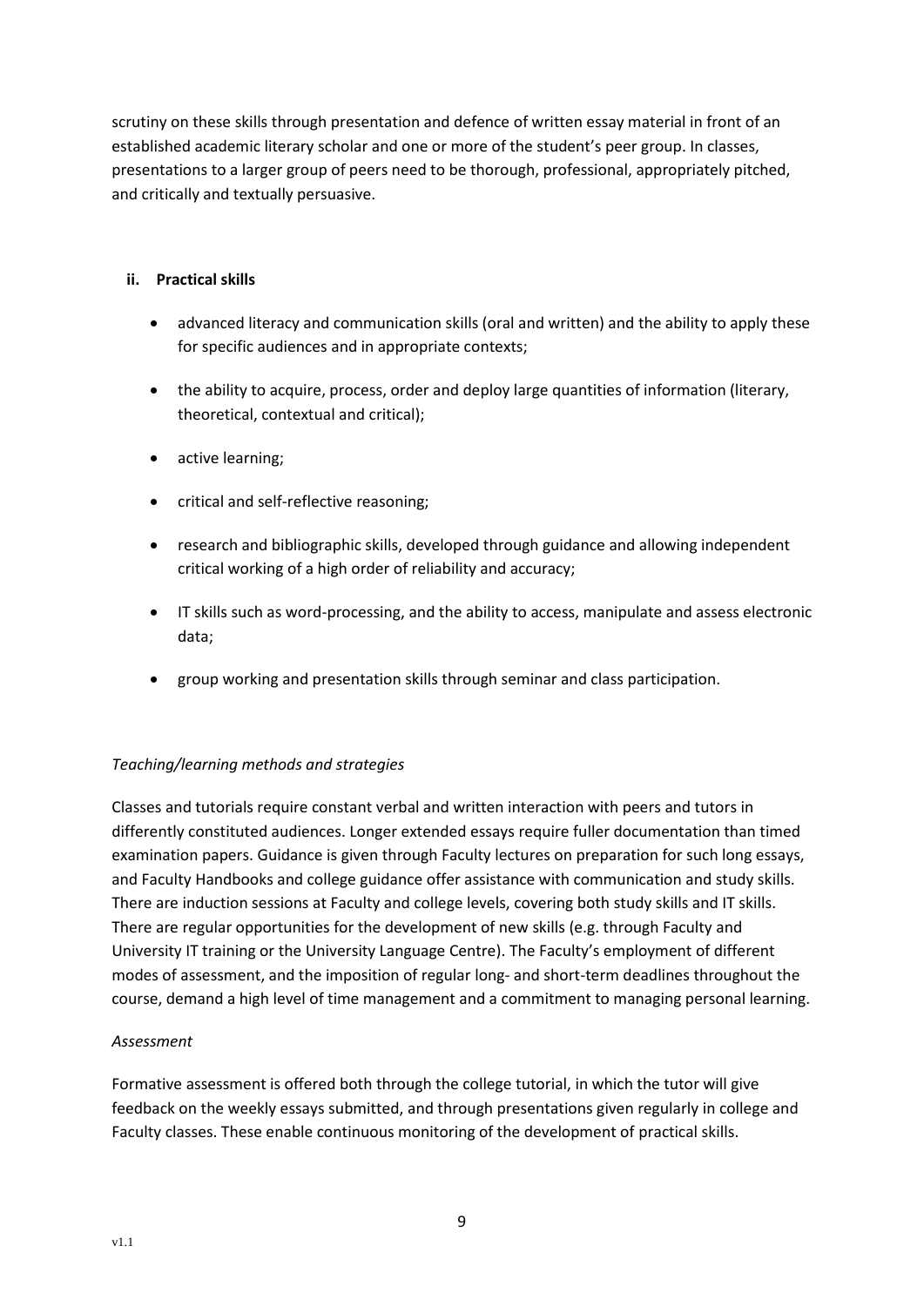scrutiny on these skills through presentation and defence of written essay material in front of an established academic literary scholar and one or more of the student's peer group. In classes, presentations to a larger group of peers need to be thorough, professional, appropriately pitched, and critically and textually persuasive.

### ii. Practical skills

- advanced literacy and communication skills (oral and written) and the ability to apply these for specific audiences and in appropriate contexts;
- the ability to acquire, process, order and deploy large quantities of information (literary, theoretical, contextual and critical);
- active learning;
- critical and self-reflective reasoning;
- research and bibliographic skills, developed through guidance and allowing independent critical working of a high order of reliability and accuracy;
- IT skills such as word-processing, and the ability to access, manipulate and assess electronic data;
- group working and presentation skills through seminar and class participation.

*Teaching/learning methods and strategies*

Classes and tutorials require constant verbal and written interaction with peers and tutors in differently constituted audiences. Longer extended essays require fuller documentation than timed examination papers. Guidance is given through Faculty lectures on preparation for such long essays, and Faculty Handbooks and college guidance offer assistance with communication and study skills. There are induction sessions at Faculty and college levels, covering both study skills and IT skills. There are regular opportunities for the development of new skills (e.g. through Faculty and University IT training or the University Language Centre). The Faculty's employment of different modes of assessment, and the imposition of regular long- and short-term deadlines throughout the course, demand a high level of time management and a commitment to managing personal learning.

*Assessment*

Formative assessment is offered both through the college tutorial, in which the tutor will give feedback on the weekly essays submitted, and through presentations given regularly in college and Faculty classes. These enable continuous monitoring of the development of practical skills.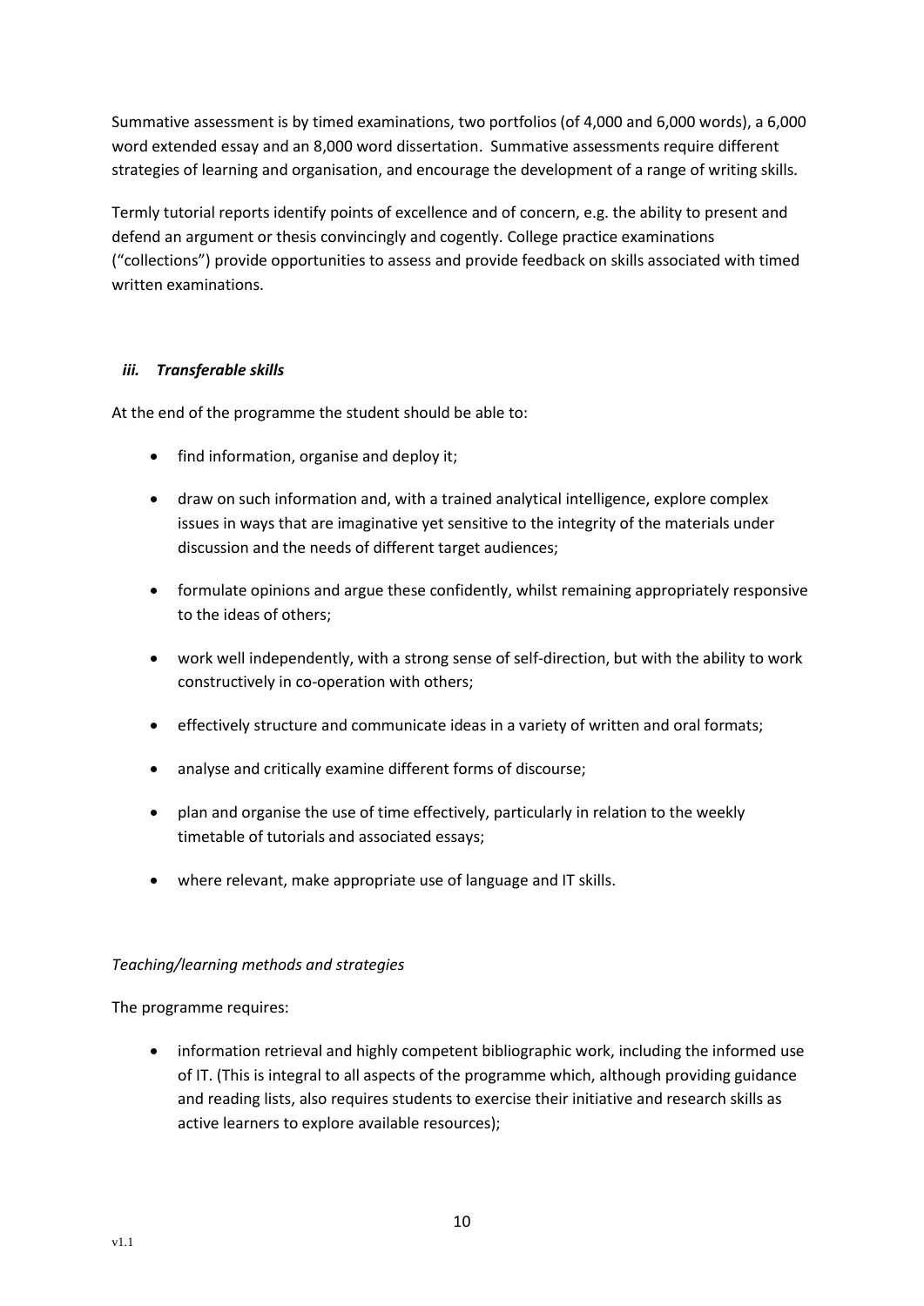Summative assessment is by timed examinations, two portfolios (of 4,000 and 6,000 words), a 6,000 word extended essay and an 8,000 word dissertation. Summative assessments require different strategies of learning and organisation, and encourage the development of a range of writing skills.

Termly tutorial reports identify points of excellence and of concern, e.g. the ability to present and defend an argument or thesis convincingly and cogently. College practice examinations ("collections") provide opportunities to assess and provide feedback on skills associated with timed written examinations.

### *iii. Transferable skills*

At the end of the programme the student should be able to:

- find information, organise and deploy it;
- draw on such information and, with a trained analytical intelligence, explore complex issues in ways that are imaginative yet sensitive to the integrity of the materials under discussion and the needs of different target audiences;
- formulate opinions and argue these confidently, whilst remaining appropriately responsive to the ideas of others;
- work well independently, with a strong sense of self-direction, but with the ability to work constructively in co-operation with others;
- effectively structure and communicate ideas in a variety of written and oral formats;
- analyse and critically examine different forms of discourse;
- plan and organise the use of time effectively, particularly in relation to the weekly timetable of tutorials and associated essays;
- where relevant, make appropriate use of language and IT skills.

*Teaching/learning methods and strategies*

The programme requires:

- information retrieval and highly competent bibliographic work, including the informed use of IT. (This is integral to all aspects of the programme which, although providing guidance and reading lists, also requires students to exercise their initiative and research skills as active learners to explore available resources);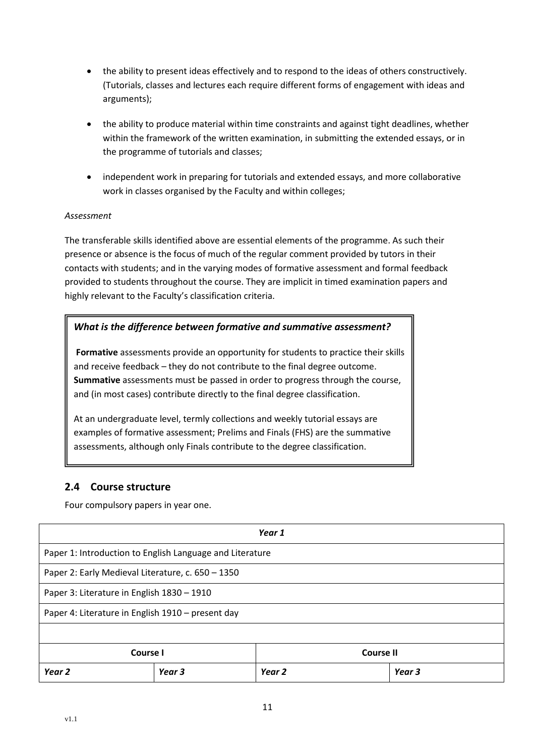- the ability to present ideas effectively and to respond to the ideas of others constructively. (Tutorials, classes and lectures each require different forms of engagement with ideas and arguments);

- the ability to produce material within time constraints and against tight deadlines, whether within the framework of the written examination, in submitting the extended essays, or in the programme of tutorials and classes;

- independent work in preparing for tutorials and extended essays, and more collaborative work in classes organised by the Faculty and within colleges;

*Assessment*

The transferable skills identified above are essential elements of the programme. As such their presence or absence is the focus of much of the regular comment provided by tutors in their contacts with students; and in the varying modes of formative assessment and formal feedback provided to students throughout the course. They are implicit in timed examination papers and highly relevant to the Faculty's classification criteria.

> ***What is the difference between formative and summative assessment?***
>
> **Formative** assessments provide an opportunity for students to practice their skills and receive feedback – they do not contribute to the final degree outcome. **Summative** assessments must be passed in order to progress through the course, and (in most cases) contribute directly to the final degree classification.
>
> At an undergraduate level, termly collections and weekly tutorial essays are examples of formative assessment; Prelims and Finals (FHS) are the summative assessments, although only Finals contribute to the degree classification.

## 2.4 Course structure

Four compulsory papers in year one.

| *Year 1* | | | |
|---|---|---|---|
| Paper 1: Introduction to English Language and Literature | | | |
| Paper 2: Early Medieval Literature, c. 650 – 1350 | | | |
| Paper 3: Literature in English 1830 – 1910 | | | |
| Paper 4: Literature in English 1910 – present day | | | |
| | | | |
| **Course I** | | **Course II** | |
| ***Year 2*** | ***Year 3*** | ***Year 2*** | ***Year 3*** |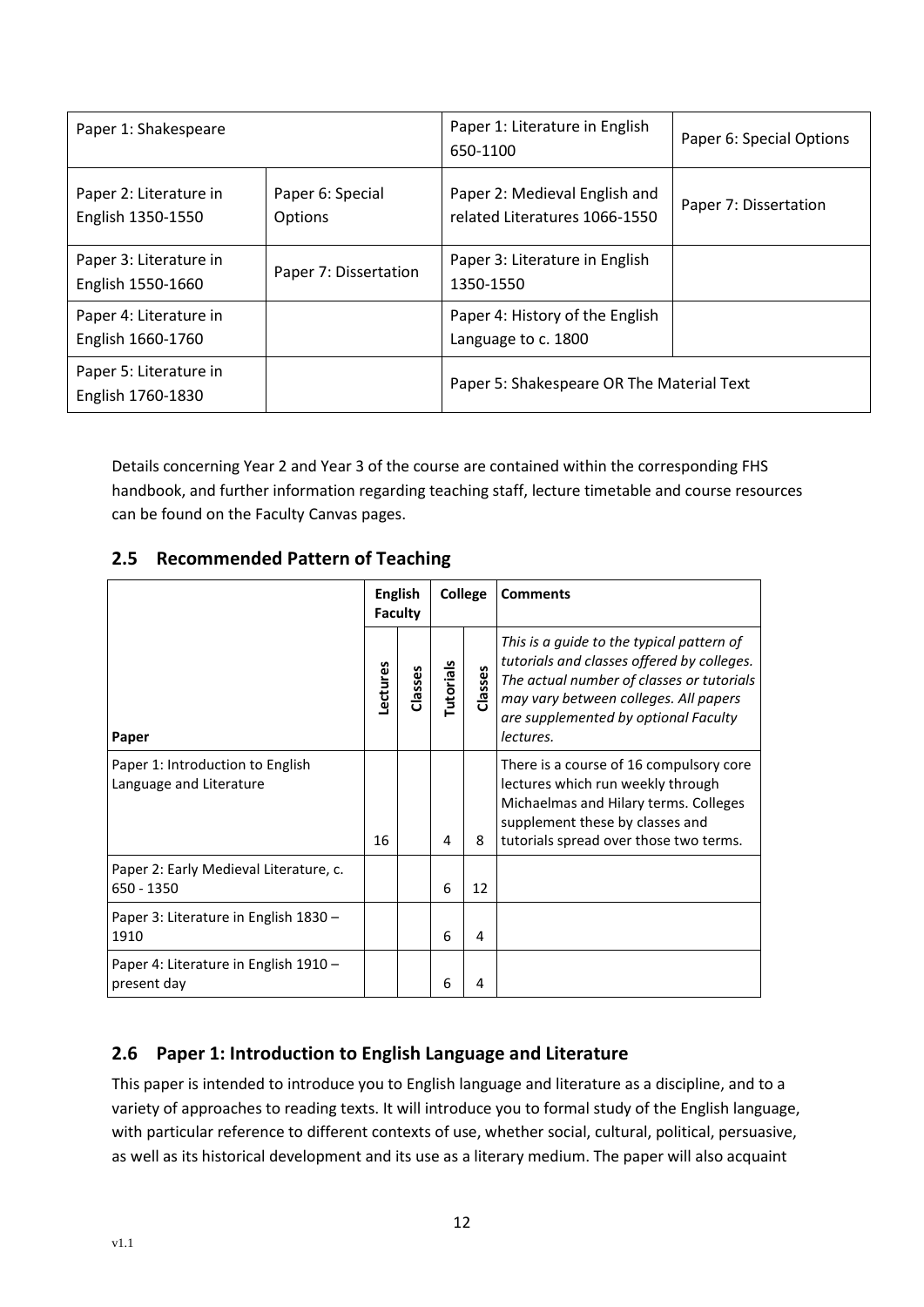| Paper 1: Shakespeare | | Paper 1: Literature in English 650-1100 | Paper 6: Special Options |
|---|---|---|---|
| Paper 2: Literature in English 1350-1550 | Paper 6: Special Options | Paper 2: Medieval English and related Literatures 1066-1550 | Paper 7: Dissertation |
| Paper 3: Literature in English 1550-1660 | Paper 7: Dissertation | Paper 3: Literature in English 1350-1550 | |
| Paper 4: Literature in English 1660-1760 | | Paper 4: History of the English Language to c. 1800 | |
| Paper 5: Literature in English 1760-1830 | | Paper 5: Shakespeare OR The Material Text | |

Details concerning Year 2 and Year 3 of the course are contained within the corresponding FHS handbook, and further information regarding teaching staff, lecture timetable and course resources can be found on the Faculty Canvas pages.

## 2.5 Recommended Pattern of Teaching

| | English Faculty | | College | | Comments |
|---|---|---|---|---|---|
| Paper | Lectures | Classes | Tutorials | Classes | *This is a guide to the typical pattern of tutorials and classes offered by colleges. The actual number of classes or tutorials may vary between colleges. All papers are supplemented by optional Faculty lectures.* |
| Paper 1: Introduction to English Language and Literature | 16 | | 4 | 8 | There is a course of 16 compulsory core lectures which run weekly through Michaelmas and Hilary terms. Colleges supplement these by classes and tutorials spread over those two terms. |
| Paper 2: Early Medieval Literature, c. 650 - 1350 | | | 6 | 12 | |
| Paper 3: Literature in English 1830 – 1910 | | | 6 | 4 | |
| Paper 4: Literature in English 1910 – present day | | | 6 | 4 | |

## 2.6 Paper 1: Introduction to English Language and Literature

This paper is intended to introduce you to English language and literature as a discipline, and to a variety of approaches to reading texts. It will introduce you to formal study of the English language, with particular reference to different contexts of use, whether social, cultural, political, persuasive, as well as its historical development and its use as a literary medium. The paper will also acquaint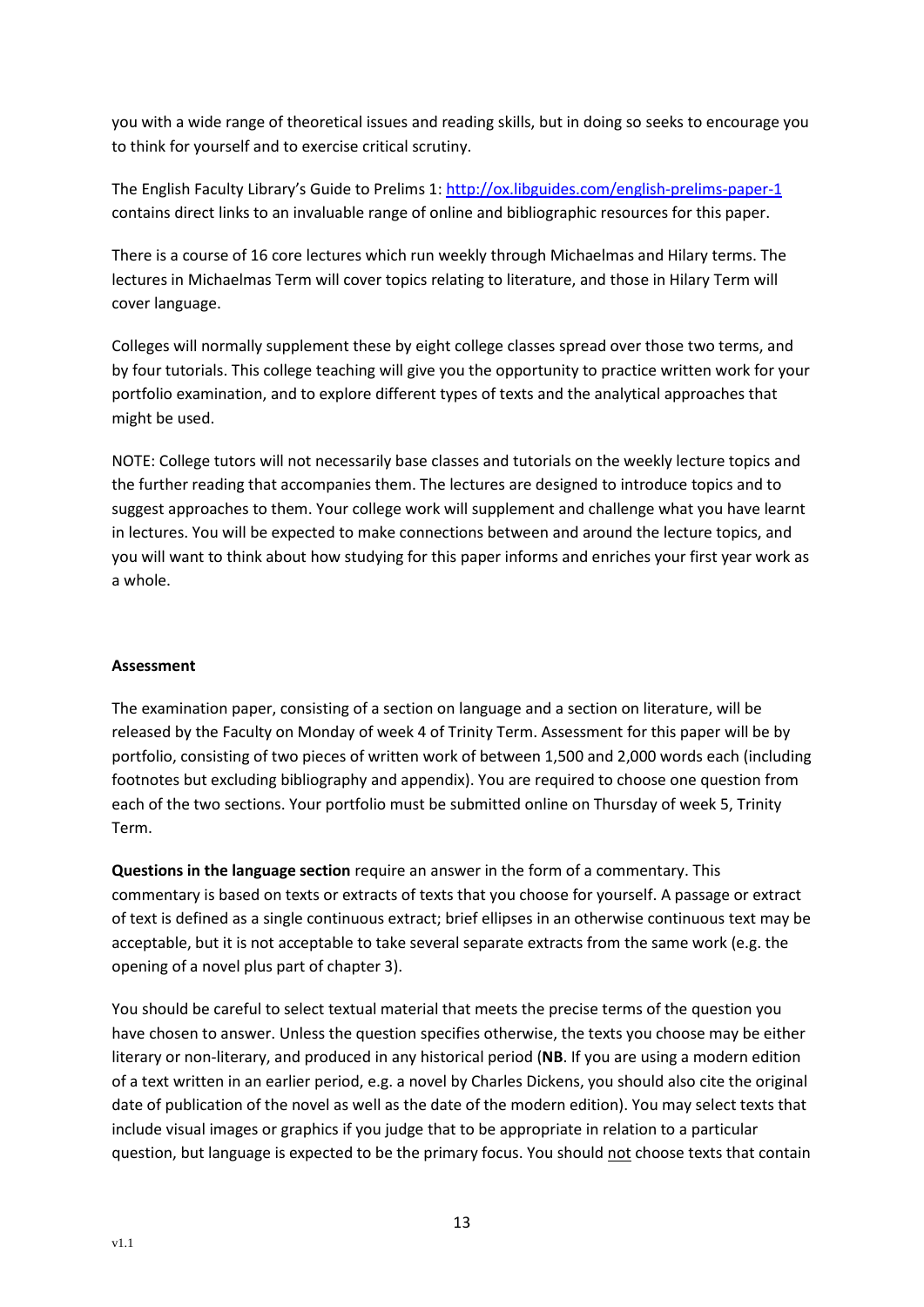you with a wide range of theoretical issues and reading skills, but in doing so seeks to encourage you to think for yourself and to exercise critical scrutiny.

The English Faculty Library's Guide to Prelims 1: [http://ox.libguides.com/english-prelims-paper-1](http://ox.libguides.com/english-prelims-paper-1) contains direct links to an invaluable range of online and bibliographic resources for this paper.

There is a course of 16 core lectures which run weekly through Michaelmas and Hilary terms. The lectures in Michaelmas Term will cover topics relating to literature, and those in Hilary Term will cover language.

Colleges will normally supplement these by eight college classes spread over those two terms, and by four tutorials. This college teaching will give you the opportunity to practice written work for your portfolio examination, and to explore different types of texts and the analytical approaches that might be used.

NOTE: College tutors will not necessarily base classes and tutorials on the weekly lecture topics and the further reading that accompanies them. The lectures are designed to introduce topics and to suggest approaches to them. Your college work will supplement and challenge what you have learnt in lectures. You will be expected to make connections between and around the lecture topics, and you will want to think about how studying for this paper informs and enriches your first year work as a whole.

**Assessment**

The examination paper, consisting of a section on language and a section on literature, will be released by the Faculty on Monday of week 4 of Trinity Term. Assessment for this paper will be by portfolio, consisting of two pieces of written work of between 1,500 and 2,000 words each (including footnotes but excluding bibliography and appendix). You are required to choose one question from each of the two sections. Your portfolio must be submitted online on Thursday of week 5, Trinity Term.

**Questions in the language section** require an answer in the form of a commentary. This commentary is based on texts or extracts of texts that you choose for yourself. A passage or extract of text is defined as a single continuous extract; brief ellipses in an otherwise continuous text may be acceptable, but it is not acceptable to take several separate extracts from the same work (e.g. the opening of a novel plus part of chapter 3).

You should be careful to select textual material that meets the precise terms of the question you have chosen to answer. Unless the question specifies otherwise, the texts you choose may be either literary or non-literary, and produced in any historical period (**NB**. If you are using a modern edition of a text written in an earlier period, e.g. a novel by Charles Dickens, you should also cite the original date of publication of the novel as well as the date of the modern edition). You may select texts that include visual images or graphics if you judge that to be appropriate in relation to a particular question, but language is expected to be the primary focus. You should not choose texts that contain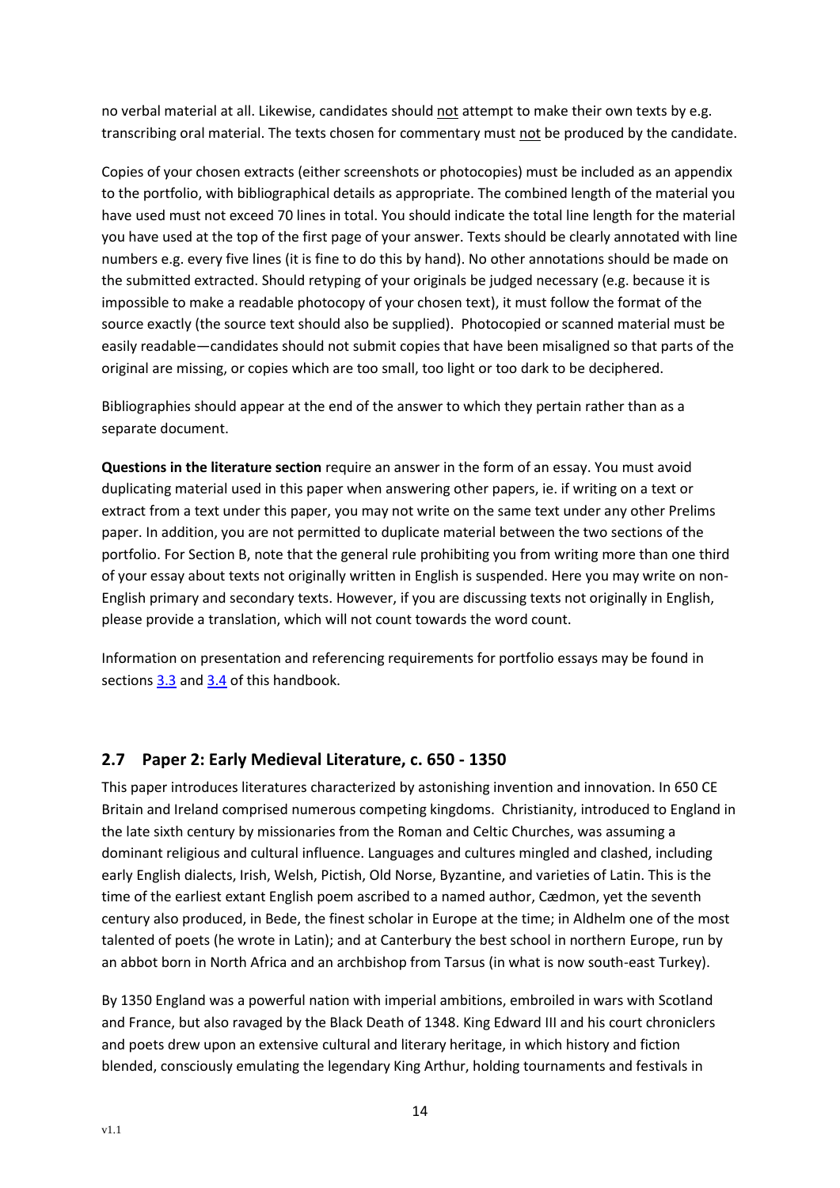no verbal material at all. Likewise, candidates should not attempt to make their own texts by e.g. transcribing oral material. The texts chosen for commentary must not be produced by the candidate.

Copies of your chosen extracts (either screenshots or photocopies) must be included as an appendix to the portfolio, with bibliographical details as appropriate. The combined length of the material you have used must not exceed 70 lines in total. You should indicate the total line length for the material you have used at the top of the first page of your answer. Texts should be clearly annotated with line numbers e.g. every five lines (it is fine to do this by hand). No other annotations should be made on the submitted extracted. Should retyping of your originals be judged necessary (e.g. because it is impossible to make a readable photocopy of your chosen text), it must follow the format of the source exactly (the source text should also be supplied). Photocopied or scanned material must be easily readable—candidates should not submit copies that have been misaligned so that parts of the original are missing, or copies which are too small, too light or too dark to be deciphered.

Bibliographies should appear at the end of the answer to which they pertain rather than as a separate document.

**Questions in the literature section** require an answer in the form of an essay. You must avoid duplicating material used in this paper when answering other papers, ie. if writing on a text or extract from a text under this paper, you may not write on the same text under any other Prelims paper. In addition, you are not permitted to duplicate material between the two sections of the portfolio. For Section B, note that the general rule prohibiting you from writing more than one third of your essay about texts not originally written in English is suspended. Here you may write on non-English primary and secondary texts. However, if you are discussing texts not originally in English, please provide a translation, which will not count towards the word count.

Information on presentation and referencing requirements for portfolio essays may be found in sections 3.3 and 3.4 of this handbook.

## 2.7 Paper 2: Early Medieval Literature, c. 650 - 1350

This paper introduces literatures characterized by astonishing invention and innovation. In 650 CE Britain and Ireland comprised numerous competing kingdoms. Christianity, introduced to England in the late sixth century by missionaries from the Roman and Celtic Churches, was assuming a dominant religious and cultural influence. Languages and cultures mingled and clashed, including early English dialects, Irish, Welsh, Pictish, Old Norse, Byzantine, and varieties of Latin. This is the time of the earliest extant English poem ascribed to a named author, Cædmon, yet the seventh century also produced, in Bede, the finest scholar in Europe at the time; in Aldhelm one of the most talented of poets (he wrote in Latin); and at Canterbury the best school in northern Europe, run by an abbot born in North Africa and an archbishop from Tarsus (in what is now south-east Turkey).

By 1350 England was a powerful nation with imperial ambitions, embroiled in wars with Scotland and France, but also ravaged by the Black Death of 1348. King Edward III and his court chroniclers and poets drew upon an extensive cultural and literary heritage, in which history and fiction blended, consciously emulating the legendary King Arthur, holding tournaments and festivals in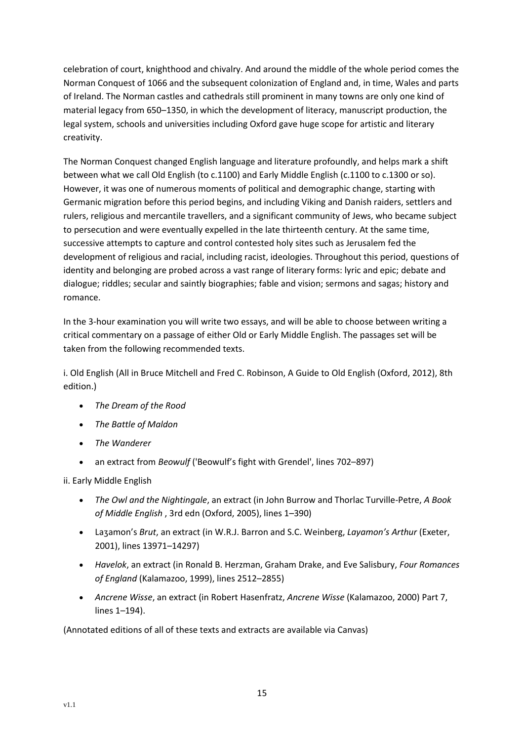celebration of court, knighthood and chivalry. And around the middle of the whole period comes the Norman Conquest of 1066 and the subsequent colonization of England and, in time, Wales and parts of Ireland. The Norman castles and cathedrals still prominent in many towns are only one kind of material legacy from 650–1350, in which the development of literacy, manuscript production, the legal system, schools and universities including Oxford gave huge scope for artistic and literary creativity.

The Norman Conquest changed English language and literature profoundly, and helps mark a shift between what we call Old English (to c.1100) and Early Middle English (c.1100 to c.1300 or so). However, it was one of numerous moments of political and demographic change, starting with Germanic migration before this period begins, and including Viking and Danish raiders, settlers and rulers, religious and mercantile travellers, and a significant community of Jews, who became subject to persecution and were eventually expelled in the late thirteenth century. At the same time, successive attempts to capture and control contested holy sites such as Jerusalem fed the development of religious and racial, including racist, ideologies. Throughout this period, questions of identity and belonging are probed across a vast range of literary forms: lyric and epic; debate and dialogue; riddles; secular and saintly biographies; fable and vision; sermons and sagas; history and romance.

In the 3-hour examination you will write two essays, and will be able to choose between writing a critical commentary on a passage of either Old or Early Middle English. The passages set will be taken from the following recommended texts.

i. Old English (All in Bruce Mitchell and Fred C. Robinson, A Guide to Old English (Oxford, 2012), 8th edition.)

- *The Dream of the Rood*
- *The Battle of Maldon*
- *The Wanderer*
- an extract from *Beowulf* ('Beowulf's fight with Grendel', lines 702–897)

ii. Early Middle English

- *The Owl and the Nightingale*, an extract (in John Burrow and Thorlac Turville-Petre, *A Book of Middle English* , 3rd edn (Oxford, 2005), lines 1–390)
- Laȝamon's *Brut*, an extract (in W.R.J. Barron and S.C. Weinberg, *Layamon's Arthur* (Exeter, 2001), lines 13971–14297)
- *Havelok*, an extract (in Ronald B. Herzman, Graham Drake, and Eve Salisbury, *Four Romances of England* (Kalamazoo, 1999), lines 2512–2855)
- *Ancrene Wisse*, an extract (in Robert Hasenfratz, *Ancrene Wisse* (Kalamazoo, 2000) Part 7, lines 1–194).

(Annotated editions of all of these texts and extracts are available via Canvas)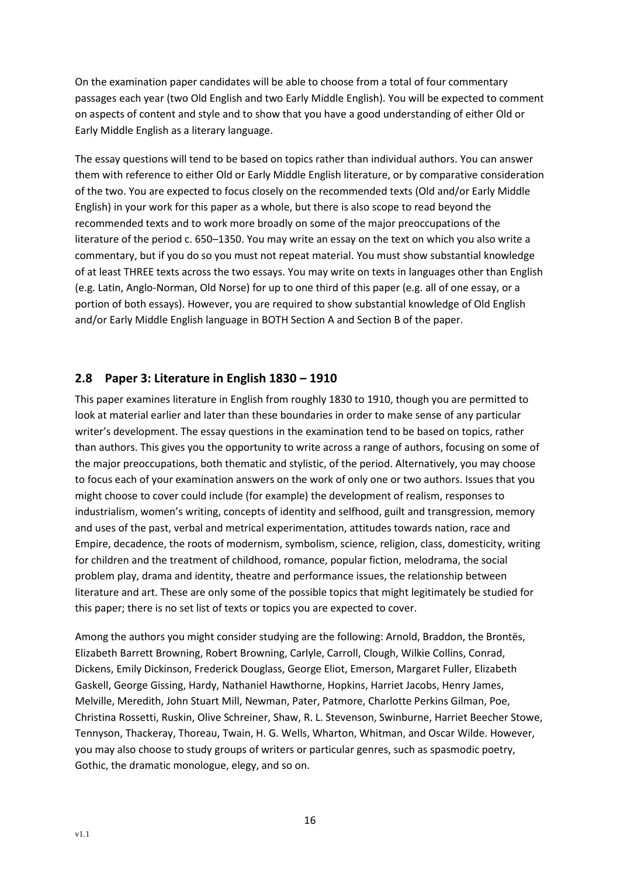On the examination paper candidates will be able to choose from a total of four commentary passages each year (two Old English and two Early Middle English). You will be expected to comment on aspects of content and style and to show that you have a good understanding of either Old or Early Middle English as a literary language.

The essay questions will tend to be based on topics rather than individual authors. You can answer them with reference to either Old or Early Middle English literature, or by comparative consideration of the two. You are expected to focus closely on the recommended texts (Old and/or Early Middle English) in your work for this paper as a whole, but there is also scope to read beyond the recommended texts and to work more broadly on some of the major preoccupations of the literature of the period c. 650–1350. You may write an essay on the text on which you also write a commentary, but if you do so you must not repeat material. You must show substantial knowledge of at least THREE texts across the two essays. You may write on texts in languages other than English (e.g. Latin, Anglo-Norman, Old Norse) for up to one third of this paper (e.g. all of one essay, or a portion of both essays). However, you are required to show substantial knowledge of Old English and/or Early Middle English language in BOTH Section A and Section B of the paper.

## 2.8 Paper 3: Literature in English 1830 – 1910

This paper examines literature in English from roughly 1830 to 1910, though you are permitted to look at material earlier and later than these boundaries in order to make sense of any particular writer's development. The essay questions in the examination tend to be based on topics, rather than authors. This gives you the opportunity to write across a range of authors, focusing on some of the major preoccupations, both thematic and stylistic, of the period. Alternatively, you may choose to focus each of your examination answers on the work of only one or two authors. Issues that you might choose to cover could include (for example) the development of realism, responses to industrialism, women's writing, concepts of identity and selfhood, guilt and transgression, memory and uses of the past, verbal and metrical experimentation, attitudes towards nation, race and Empire, decadence, the roots of modernism, symbolism, science, religion, class, domesticity, writing for children and the treatment of childhood, romance, popular fiction, melodrama, the social problem play, drama and identity, theatre and performance issues, the relationship between literature and art. These are only some of the possible topics that might legitimately be studied for this paper; there is no set list of texts or topics you are expected to cover.

Among the authors you might consider studying are the following: Arnold, Braddon, the Brontës, Elizabeth Barrett Browning, Robert Browning, Carlyle, Carroll, Clough, Wilkie Collins, Conrad, Dickens, Emily Dickinson, Frederick Douglass, George Eliot, Emerson, Margaret Fuller, Elizabeth Gaskell, George Gissing, Hardy, Nathaniel Hawthorne, Hopkins, Harriet Jacobs, Henry James, Melville, Meredith, John Stuart Mill, Newman, Pater, Patmore, Charlotte Perkins Gilman, Poe, Christina Rossetti, Ruskin, Olive Schreiner, Shaw, R. L. Stevenson, Swinburne, Harriet Beecher Stowe, Tennyson, Thackeray, Thoreau, Twain, H. G. Wells, Wharton, Whitman, and Oscar Wilde. However, you may also choose to study groups of writers or particular genres, such as spasmodic poetry, Gothic, the dramatic monologue, elegy, and so on.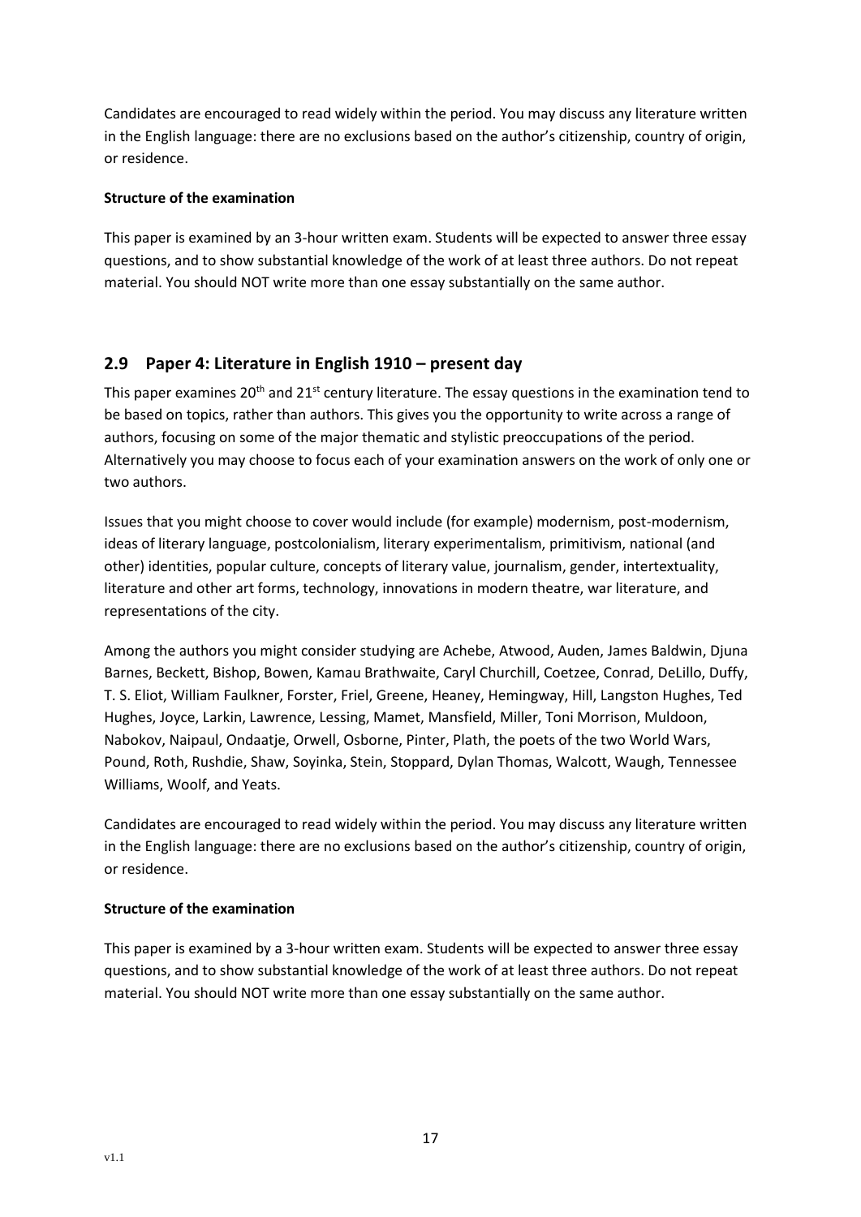Candidates are encouraged to read widely within the period. You may discuss any literature written in the English language: there are no exclusions based on the author's citizenship, country of origin, or residence.

**Structure of the examination**

This paper is examined by an 3-hour written exam. Students will be expected to answer three essay questions, and to show substantial knowledge of the work of at least three authors. Do not repeat material. You should NOT write more than one essay substantially on the same author.

## 2.9 Paper 4: Literature in English 1910 – present day

This paper examines 20th and 21st century literature. The essay questions in the examination tend to be based on topics, rather than authors. This gives you the opportunity to write across a range of authors, focusing on some of the major thematic and stylistic preoccupations of the period. Alternatively you may choose to focus each of your examination answers on the work of only one or two authors.

Issues that you might choose to cover would include (for example) modernism, post-modernism, ideas of literary language, postcolonialism, literary experimentalism, primitivism, national (and other) identities, popular culture, concepts of literary value, journalism, gender, intertextuality, literature and other art forms, technology, innovations in modern theatre, war literature, and representations of the city.

Among the authors you might consider studying are Achebe, Atwood, Auden, James Baldwin, Djuna Barnes, Beckett, Bishop, Bowen, Kamau Brathwaite, Caryl Churchill, Coetzee, Conrad, DeLillo, Duffy, T. S. Eliot, William Faulkner, Forster, Friel, Greene, Heaney, Hemingway, Hill, Langston Hughes, Ted Hughes, Joyce, Larkin, Lawrence, Lessing, Mamet, Mansfield, Miller, Toni Morrison, Muldoon, Nabokov, Naipaul, Ondaatje, Orwell, Osborne, Pinter, Plath, the poets of the two World Wars, Pound, Roth, Rushdie, Shaw, Soyinka, Stein, Stoppard, Dylan Thomas, Walcott, Waugh, Tennessee Williams, Woolf, and Yeats.

Candidates are encouraged to read widely within the period. You may discuss any literature written in the English language: there are no exclusions based on the author's citizenship, country of origin, or residence.

**Structure of the examination**

This paper is examined by a 3-hour written exam. Students will be expected to answer three essay questions, and to show substantial knowledge of the work of at least three authors. Do not repeat material. You should NOT write more than one essay substantially on the same author.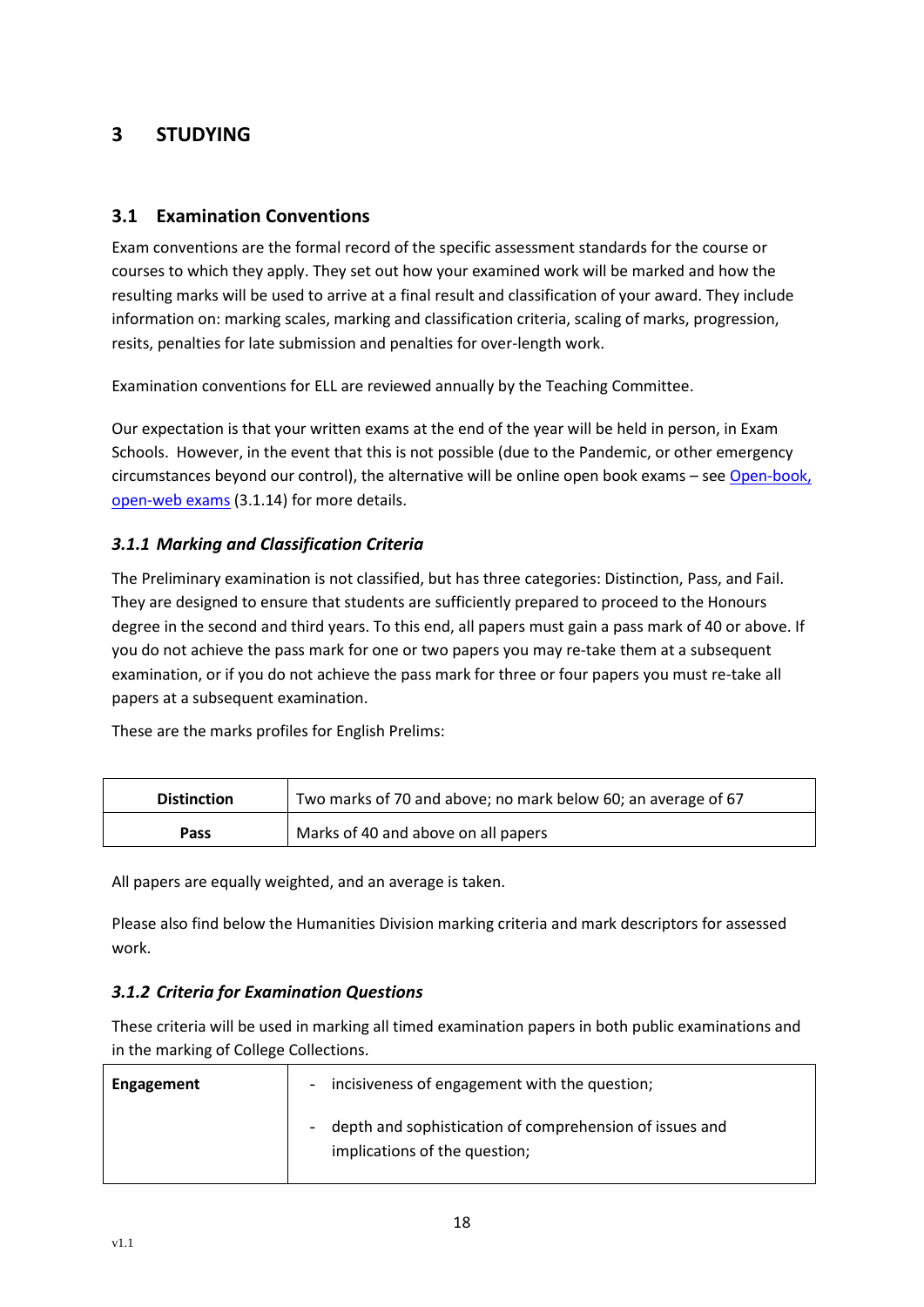# 3 STUDYING

## 3.1 Examination Conventions

Exam conventions are the formal record of the specific assessment standards for the course or courses to which they apply. They set out how your examined work will be marked and how the resulting marks will be used to arrive at a final result and classification of your award. They include information on: marking scales, marking and classification criteria, scaling of marks, progression, resits, penalties for late submission and penalties for over-length work.

Examination conventions for ELL are reviewed annually by the Teaching Committee.

Our expectation is that your written exams at the end of the year will be held in person, in Exam Schools. However, in the event that this is not possible (due to the Pandemic, or other emergency circumstances beyond our control), the alternative will be online open book exams – see [Open-book, open-web exams](#) (3.1.14) for more details.

### *3.1.1 Marking and Classification Criteria*

The Preliminary examination is not classified, but has three categories: Distinction, Pass, and Fail. They are designed to ensure that students are sufficiently prepared to proceed to the Honours degree in the second and third years. To this end, all papers must gain a pass mark of 40 or above. If you do not achieve the pass mark for one or two papers you may re-take them at a subsequent examination, or if you do not achieve the pass mark for three or four papers you must re-take all papers at a subsequent examination.

These are the marks profiles for English Prelims:

| **Distinction** | Two marks of 70 and above; no mark below 60; an average of 67 |
|---|---|
| **Pass** | Marks of 40 and above on all papers |

All papers are equally weighted, and an average is taken.

Please also find below the Humanities Division marking criteria and mark descriptors for assessed work.

### *3.1.2 Criteria for Examination Questions*

These criteria will be used in marking all timed examination papers in both public examinations and in the marking of College Collections.

| **Engagement** | - incisiveness of engagement with the question;<br>- depth and sophistication of comprehension of issues and implications of the question; |
|---|---|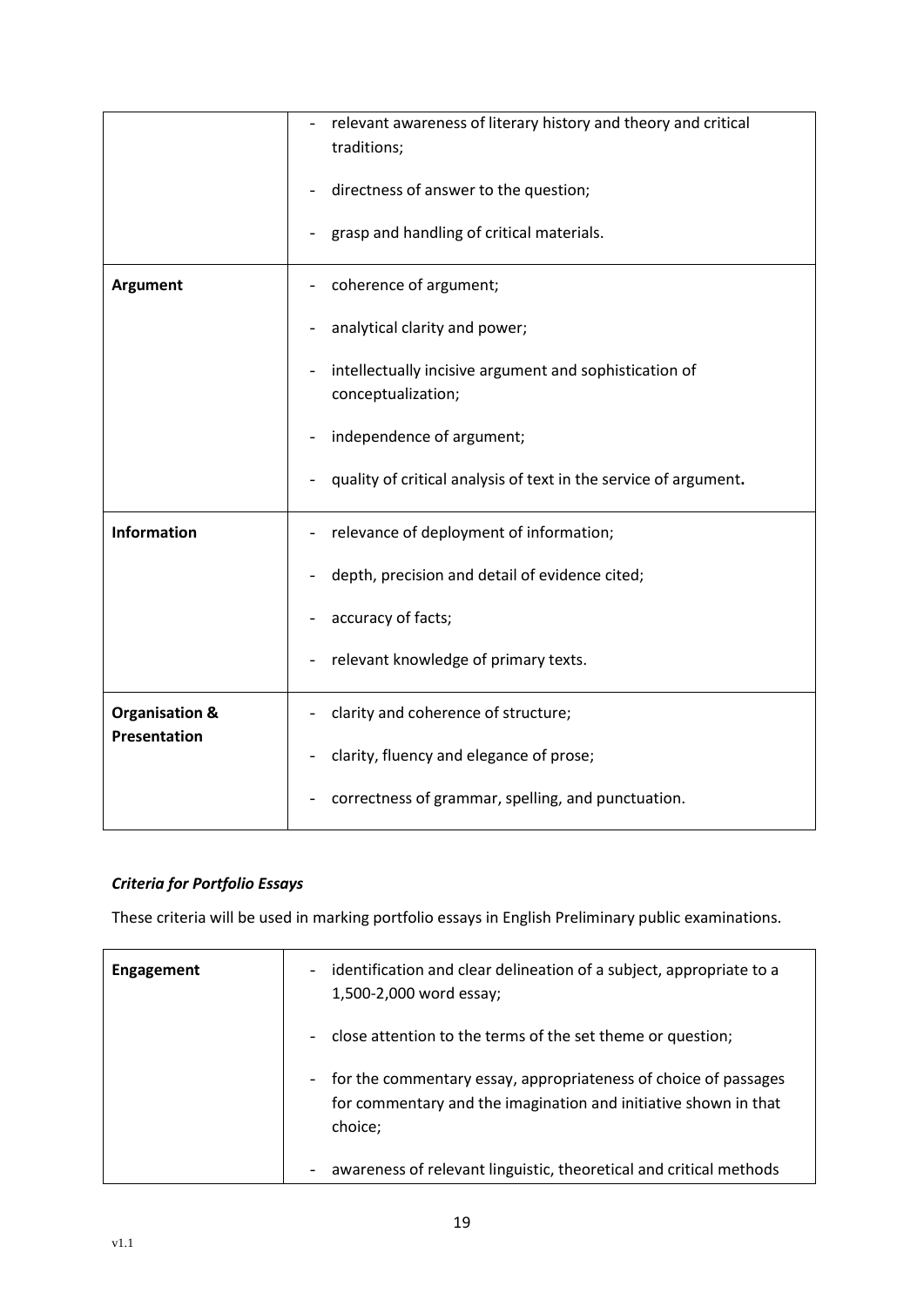| | |
|---|---|
| | - relevant awareness of literary history and theory and critical traditions;<br>- directness of answer to the question;<br>- grasp and handling of critical materials. |
| **Argument** | - coherence of argument;<br>- analytical clarity and power;<br>- intellectually incisive argument and sophistication of conceptualization;<br>- independence of argument;<br>- quality of critical analysis of text in the service of argument**.** |
| **Information** | - relevance of deployment of information;<br>- depth, precision and detail of evidence cited;<br>- accuracy of facts;<br>- relevant knowledge of primary texts. |
| **Organisation & Presentation** | - clarity and coherence of structure;<br>- clarity, fluency and elegance of prose;<br>- correctness of grammar, spelling, and punctuation. |

### *Criteria for Portfolio Essays*

These criteria will be used in marking portfolio essays in English Preliminary public examinations.

| | |
|---|---|
| **Engagement** | - identification and clear delineation of a subject, appropriate to a 1,500-2,000 word essay;<br>- close attention to the terms of the set theme or question;<br>- for the commentary essay, appropriateness of choice of passages for commentary and the imagination and initiative shown in that choice;<br>- awareness of relevant linguistic, theoretical and critical methods |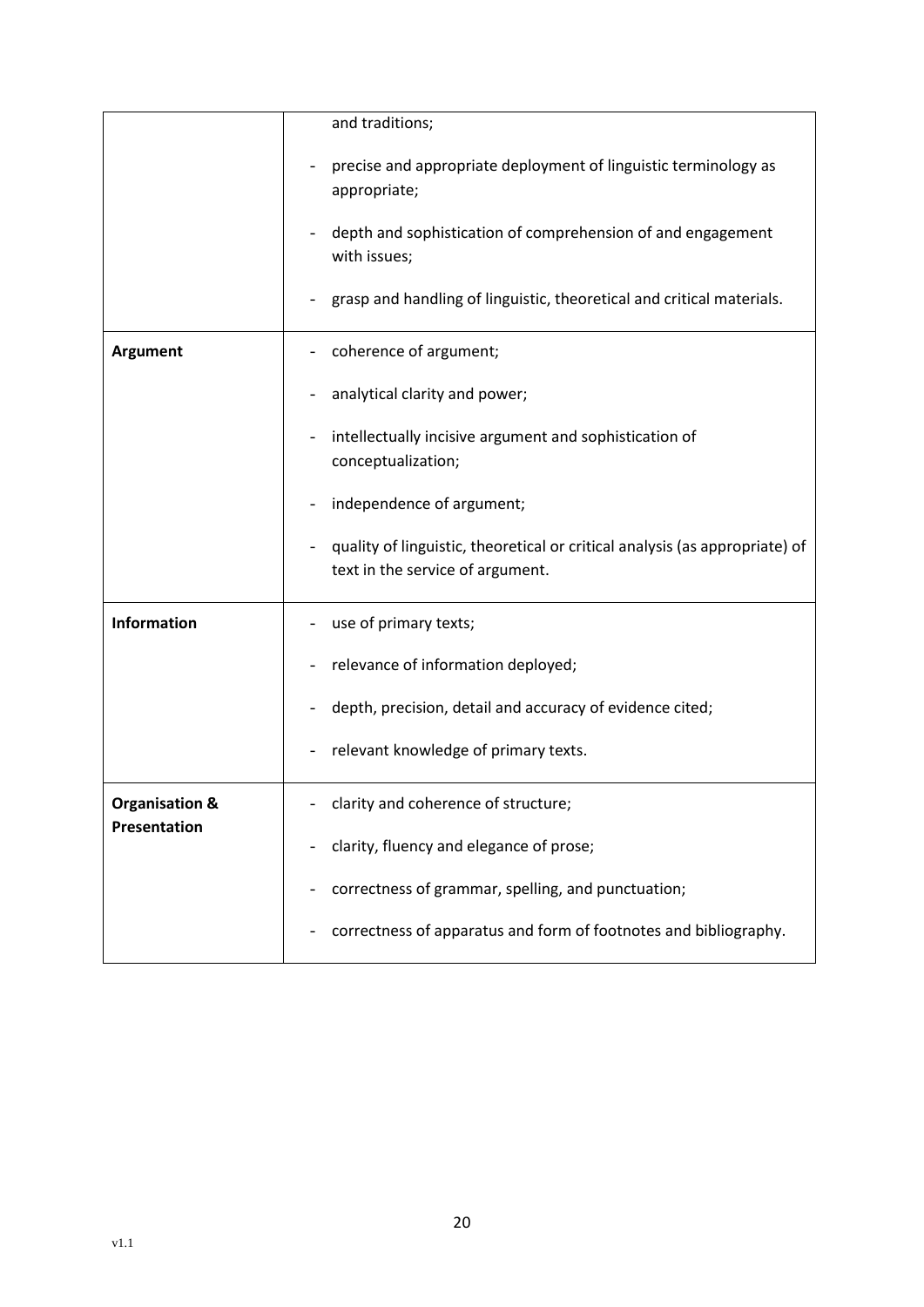| | |
|---|---|
| | and traditions;<br><br>- precise and appropriate deployment of linguistic terminology as appropriate;<br><br>- depth and sophistication of comprehension of and engagement with issues;<br><br>- grasp and handling of linguistic, theoretical and critical materials. |
| **Argument** | - coherence of argument;<br><br>- analytical clarity and power;<br><br>- intellectually incisive argument and sophistication of conceptualization;<br><br>- independence of argument;<br><br>- quality of linguistic, theoretical or critical analysis (as appropriate) of text in the service of argument. |
| **Information** | - use of primary texts;<br><br>- relevance of information deployed;<br><br>- depth, precision, detail and accuracy of evidence cited;<br><br>- relevant knowledge of primary texts. |
| **Organisation & Presentation** | - clarity and coherence of structure;<br><br>- clarity, fluency and elegance of prose;<br><br>- correctness of grammar, spelling, and punctuation;<br><br>- correctness of apparatus and form of footnotes and bibliography. |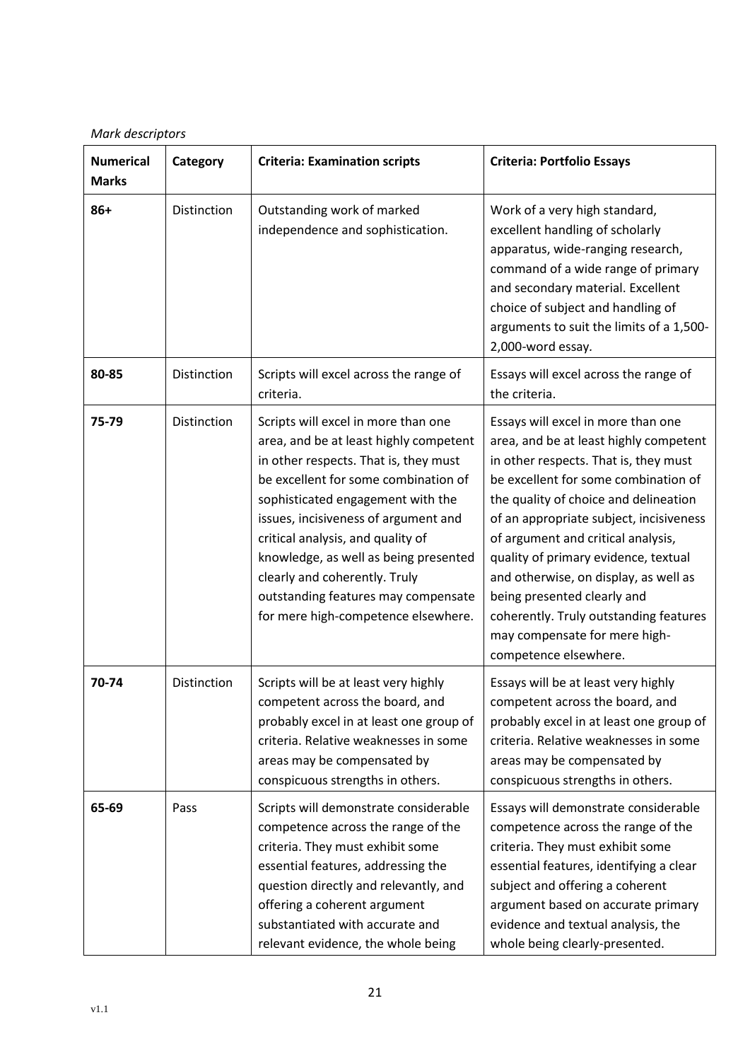*Mark descriptors*

| Numerical Marks | Category | Criteria: Examination scripts | Criteria: Portfolio Essays |
|---|---|---|---|
| 86+ | Distinction | Outstanding work of marked independence and sophistication. | Work of a very high standard, excellent handling of scholarly apparatus, wide-ranging research, command of a wide range of primary and secondary material. Excellent choice of subject and handling of arguments to suit the limits of a 1,500-2,000-word essay. |
| 80-85 | Distinction | Scripts will excel across the range of criteria. | Essays will excel across the range of the criteria. |
| 75-79 | Distinction | Scripts will excel in more than one area, and be at least highly competent in other respects. That is, they must be excellent for some combination of sophisticated engagement with the issues, incisiveness of argument and critical analysis, and quality of knowledge, as well as being presented clearly and coherently. Truly outstanding features may compensate for mere high-competence elsewhere. | Essays will excel in more than one area, and be at least highly competent in other respects. That is, they must be excellent for some combination of the quality of choice and delineation of an appropriate subject, incisiveness of argument and critical analysis, quality of primary evidence, textual and otherwise, on display, as well as being presented clearly and coherently. Truly outstanding features may compensate for mere high-competence elsewhere. |
| 70-74 | Distinction | Scripts will be at least very highly competent across the board, and probably excel in at least one group of criteria. Relative weaknesses in some areas may be compensated by conspicuous strengths in others. | Essays will be at least very highly competent across the board, and probably excel in at least one group of criteria. Relative weaknesses in some areas may be compensated by conspicuous strengths in others. |
| 65-69 | Pass | Scripts will demonstrate considerable competence across the range of the criteria. They must exhibit some essential features, addressing the question directly and relevantly, and offering a coherent argument substantiated with accurate and relevant evidence, the whole being | Essays will demonstrate considerable competence across the range of the criteria. They must exhibit some essential features, identifying a clear subject and offering a coherent argument based on accurate primary evidence and textual analysis, the whole being clearly-presented. |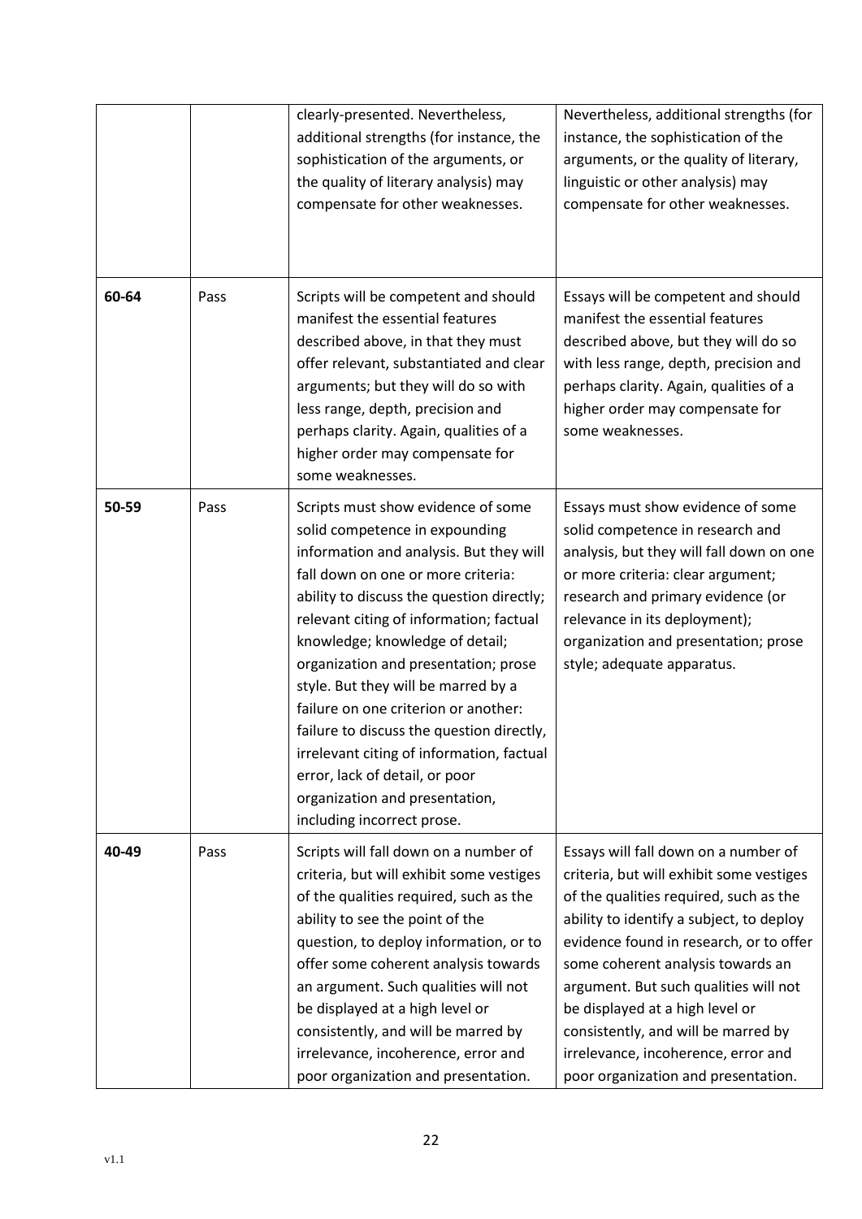| | | | |
|---|---|---|---|
| | | clearly-presented. Nevertheless, additional strengths (for instance, the sophistication of the arguments, or the quality of literary analysis) may compensate for other weaknesses. | Nevertheless, additional strengths (for instance, the sophistication of the arguments, or the quality of literary, linguistic or other analysis) may compensate for other weaknesses. |
| **60-64** | Pass | Scripts will be competent and should manifest the essential features described above, in that they must offer relevant, substantiated and clear arguments; but they will do so with less range, depth, precision and perhaps clarity. Again, qualities of a higher order may compensate for some weaknesses. | Essays will be competent and should manifest the essential features described above, but they will do so with less range, depth, precision and perhaps clarity. Again, qualities of a higher order may compensate for some weaknesses. |
| **50-59** | Pass | Scripts must show evidence of some solid competence in expounding information and analysis. But they will fall down on one or more criteria: ability to discuss the question directly; relevant citing of information; factual knowledge; knowledge of detail; organization and presentation; prose style. But they will be marred by a failure on one criterion or another: failure to discuss the question directly, irrelevant citing of information, factual error, lack of detail, or poor organization and presentation, including incorrect prose. | Essays must show evidence of some solid competence in research and analysis, but they will fall down on one or more criteria: clear argument; research and primary evidence (or relevance in its deployment); organization and presentation; prose style; adequate apparatus. |
| **40-49** | Pass | Scripts will fall down on a number of criteria, but will exhibit some vestiges of the qualities required, such as the ability to see the point of the question, to deploy information, or to offer some coherent analysis towards an argument. Such qualities will not be displayed at a high level or consistently, and will be marred by irrelevance, incoherence, error and poor organization and presentation. | Essays will fall down on a number of criteria, but will exhibit some vestiges of the qualities required, such as the ability to identify a subject, to deploy evidence found in research, or to offer some coherent analysis towards an argument. But such qualities will not be displayed at a high level or consistently, and will be marred by irrelevance, incoherence, error and poor organization and presentation. |

v1.1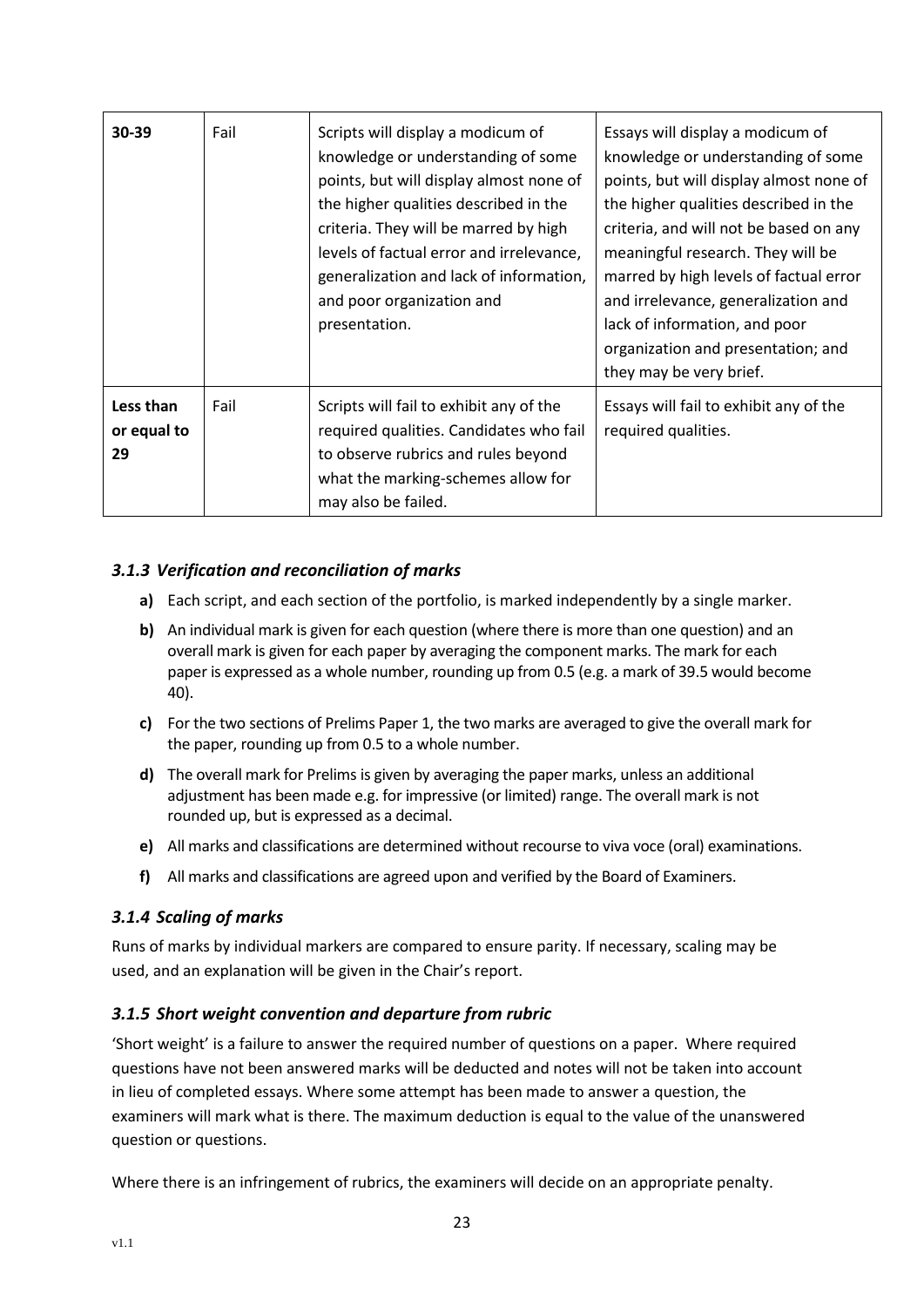| 30-39 | Fail | Scripts will display a modicum of knowledge or understanding of some points, but will display almost none of the higher qualities described in the criteria. They will be marred by high levels of factual error and irrelevance, generalization and lack of information, and poor organization and presentation. | Essays will display a modicum of knowledge or understanding of some points, but will display almost none of the higher qualities described in the criteria, and will not be based on any meaningful research. They will be marred by high levels of factual error and irrelevance, generalization and lack of information, and poor organization and presentation; and they may be very brief. |
|---|---|---|---|
| **Less than or equal to 29** | Fail | Scripts will fail to exhibit any of the required qualities. Candidates who fail to observe rubrics and rules beyond what the marking-schemes allow for may also be failed. | Essays will fail to exhibit any of the required qualities. |

### *3.1.3 Verification and reconciliation of marks*

- **a)** Each script, and each section of the portfolio, is marked independently by a single marker.
- **b)** An individual mark is given for each question (where there is more than one question) and an overall mark is given for each paper by averaging the component marks. The mark for each paper is expressed as a whole number, rounding up from 0.5 (e.g. a mark of 39.5 would become 40).
- **c)** For the two sections of Prelims Paper 1, the two marks are averaged to give the overall mark for the paper, rounding up from 0.5 to a whole number.
- **d)** The overall mark for Prelims is given by averaging the paper marks, unless an additional adjustment has been made e.g. for impressive (or limited) range. The overall mark is not rounded up, but is expressed as a decimal.
- **e)** All marks and classifications are determined without recourse to viva voce (oral) examinations.
- **f)** All marks and classifications are agreed upon and verified by the Board of Examiners.

### *3.1.4 Scaling of marks*

Runs of marks by individual markers are compared to ensure parity. If necessary, scaling may be used, and an explanation will be given in the Chair's report.

### *3.1.5 Short weight convention and departure from rubric*

'Short weight' is a failure to answer the required number of questions on a paper. Where required questions have not been answered marks will be deducted and notes will not be taken into account in lieu of completed essays. Where some attempt has been made to answer a question, the examiners will mark what is there. The maximum deduction is equal to the value of the unanswered question or questions.

Where there is an infringement of rubrics, the examiners will decide on an appropriate penalty.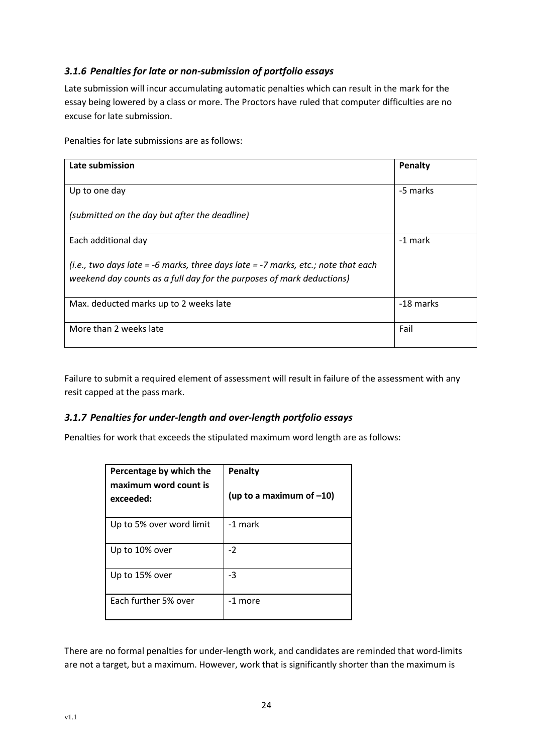### *3.1.6 Penalties for late or non-submission of portfolio essays*

Late submission will incur accumulating automatic penalties which can result in the mark for the essay being lowered by a class or more. The Proctors have ruled that computer difficulties are no excuse for late submission.

Penalties for late submissions are as follows:

| **Late submission** | **Penalty** |
|---|---|
| Up to one day<br><br>*(submitted on the day but after the deadline)* | -5 marks |
| Each additional day<br><br>*(i.e., two days late = -6 marks, three days late = -7 marks, etc.; note that each weekend day counts as a full day for the purposes of mark deductions)* | -1 mark |
| Max. deducted marks up to 2 weeks late | -18 marks |
| More than 2 weeks late | Fail |

Failure to submit a required element of assessment will result in failure of the assessment with any resit capped at the pass mark.

### *3.1.7 Penalties for under-length and over-length portfolio essays*

Penalties for work that exceeds the stipulated maximum word length are as follows:

| **Percentage by which the maximum word count is exceeded:** | **Penalty**<br><br>**(up to a maximum of –10)** |
|---|---|
| Up to 5% over word limit | -1 mark |
| Up to 10% over | -2 |
| Up to 15% over | -3 |
| Each further 5% over | -1 more |

There are no formal penalties for under-length work, and candidates are reminded that word-limits are not a target, but a maximum. However, work that is significantly shorter than the maximum is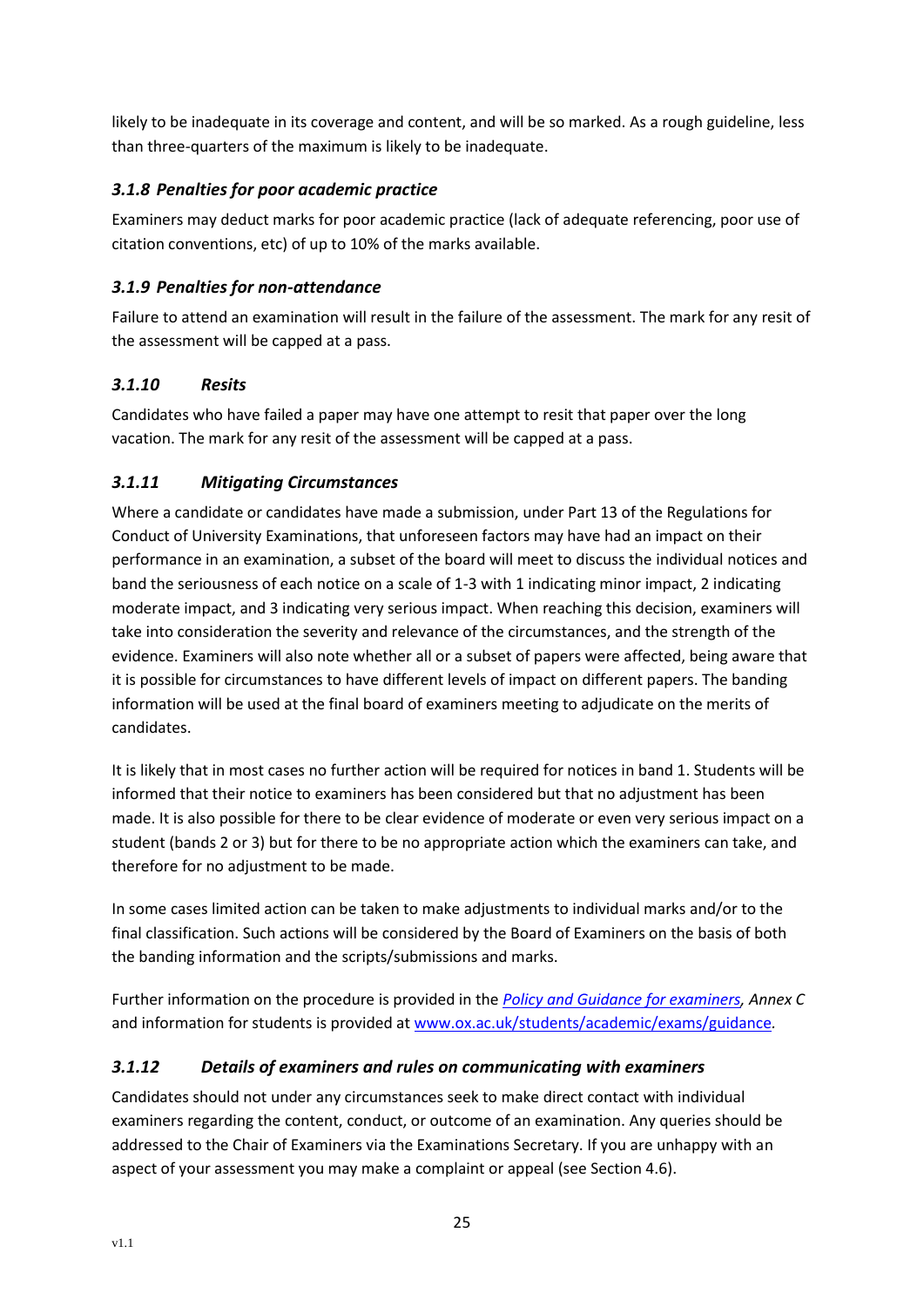likely to be inadequate in its coverage and content, and will be so marked. As a rough guideline, less than three-quarters of the maximum is likely to be inadequate.

### *3.1.8 Penalties for poor academic practice*

Examiners may deduct marks for poor academic practice (lack of adequate referencing, poor use of citation conventions, etc) of up to 10% of the marks available.

### *3.1.9 Penalties for non-attendance*

Failure to attend an examination will result in the failure of the assessment. The mark for any resit of the assessment will be capped at a pass.

### *3.1.10 Resits*

Candidates who have failed a paper may have one attempt to resit that paper over the long vacation. The mark for any resit of the assessment will be capped at a pass.

### *3.1.11 Mitigating Circumstances*

Where a candidate or candidates have made a submission, under Part 13 of the Regulations for Conduct of University Examinations, that unforeseen factors may have had an impact on their performance in an examination, a subset of the board will meet to discuss the individual notices and band the seriousness of each notice on a scale of 1-3 with 1 indicating minor impact, 2 indicating moderate impact, and 3 indicating very serious impact. When reaching this decision, examiners will take into consideration the severity and relevance of the circumstances, and the strength of the evidence. Examiners will also note whether all or a subset of papers were affected, being aware that it is possible for circumstances to have different levels of impact on different papers. The banding information will be used at the final board of examiners meeting to adjudicate on the merits of candidates.

It is likely that in most cases no further action will be required for notices in band 1. Students will be informed that their notice to examiners has been considered but that no adjustment has been made. It is also possible for there to be clear evidence of moderate or even very serious impact on a student (bands 2 or 3) but for there to be no appropriate action which the examiners can take, and therefore for no adjustment to be made.

In some cases limited action can be taken to make adjustments to individual marks and/or to the final classification. Such actions will be considered by the Board of Examiners on the basis of both the banding information and the scripts/submissions and marks.

Further information on the procedure is provided in the *Policy and Guidance for examiners, Annex C* and information for students is provided at www.ox.ac.uk/students/academic/exams/guidance.

### *3.1.12 Details of examiners and rules on communicating with examiners*

Candidates should not under any circumstances seek to make direct contact with individual examiners regarding the content, conduct, or outcome of an examination. Any queries should be addressed to the Chair of Examiners via the Examinations Secretary. If you are unhappy with an aspect of your assessment you may make a complaint or appeal (see Section 4.6).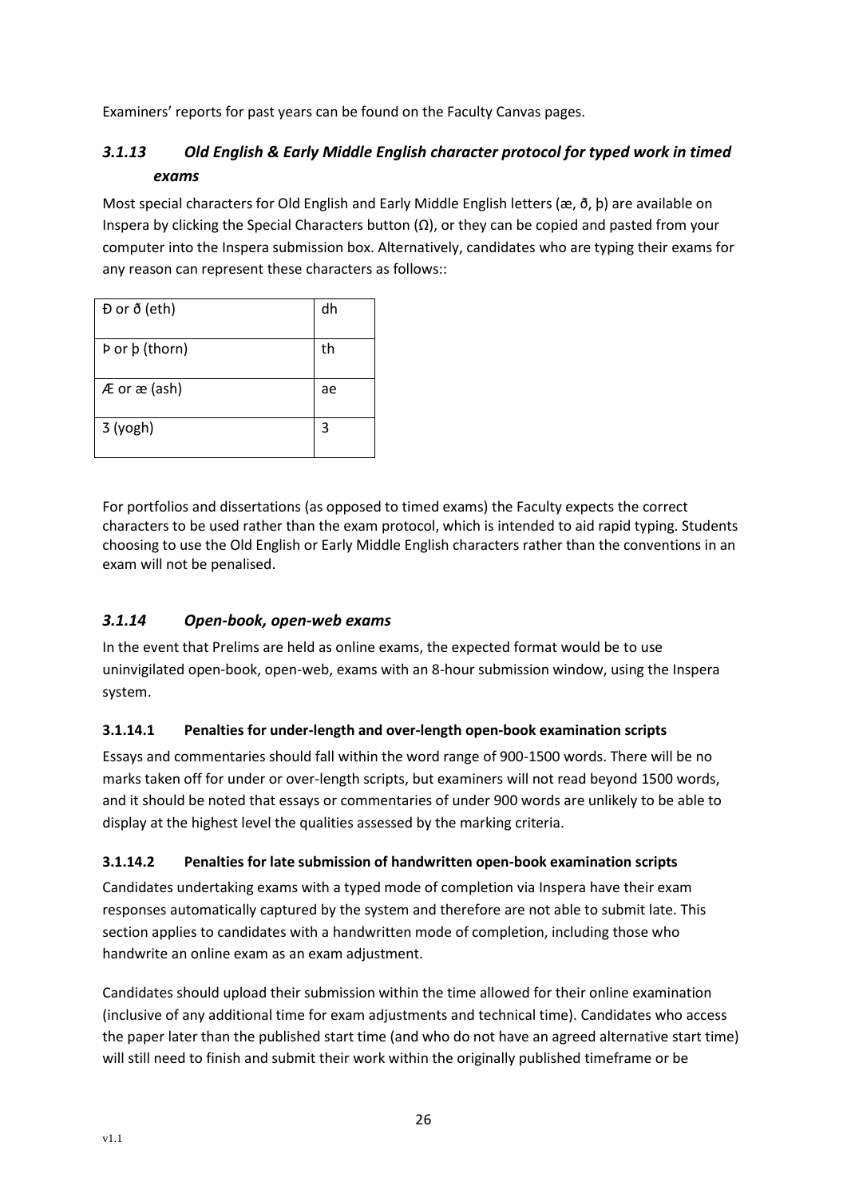Examiners' reports for past years can be found on the Faculty Canvas pages.

### *3.1.13 Old English & Early Middle English character protocol for typed work in timed exams*

Most special characters for Old English and Early Middle English letters (æ, ð, þ) are available on Inspera by clicking the Special Characters button (Ω), or they can be copied and pasted from your computer into the Inspera submission box. Alternatively, candidates who are typing their exams for any reason can represent these characters as follows::

| Ð or ð (eth) | dh |
|---|---|
| Þ or þ (thorn) | th |
| Æ or æ (ash) | ae |
| ȝ (yogh) | 3 |

For portfolios and dissertations (as opposed to timed exams) the Faculty expects the correct characters to be used rather than the exam protocol, which is intended to aid rapid typing. Students choosing to use the Old English or Early Middle English characters rather than the conventions in an exam will not be penalised.

### *3.1.14 Open-book, open-web exams*

In the event that Prelims are held as online exams, the expected format would be to use uninvigilated open-book, open-web, exams with an 8-hour submission window, using the Inspera system.

#### 3.1.14.1 Penalties for under-length and over-length open-book examination scripts

Essays and commentaries should fall within the word range of 900-1500 words. There will be no marks taken off for under or over-length scripts, but examiners will not read beyond 1500 words, and it should be noted that essays or commentaries of under 900 words are unlikely to be able to display at the highest level the qualities assessed by the marking criteria.

#### 3.1.14.2 Penalties for late submission of handwritten open-book examination scripts

Candidates undertaking exams with a typed mode of completion via Inspera have their exam responses automatically captured by the system and therefore are not able to submit late. This section applies to candidates with a handwritten mode of completion, including those who handwrite an online exam as an exam adjustment.

Candidates should upload their submission within the time allowed for their online examination (inclusive of any additional time for exam adjustments and technical time). Candidates who access the paper later than the published start time (and who do not have an agreed alternative start time) will still need to finish and submit their work within the originally published timeframe or be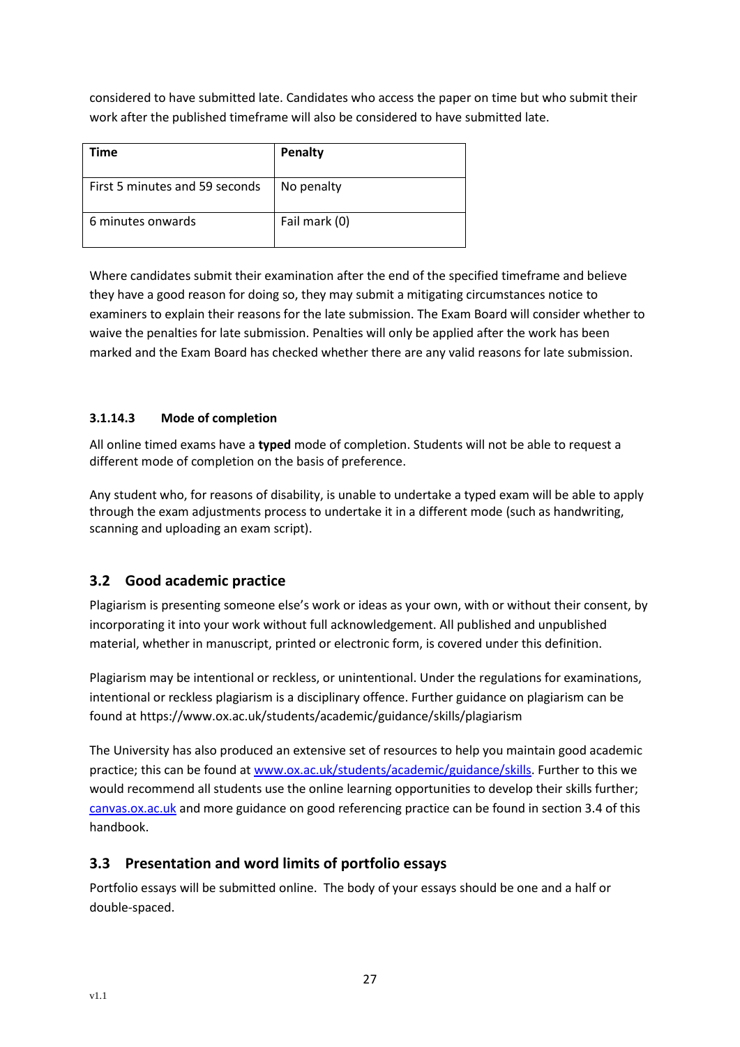considered to have submitted late. Candidates who access the paper on time but who submit their work after the published timeframe will also be considered to have submitted late.

| Time | Penalty |
| --- | --- |
| First 5 minutes and 59 seconds | No penalty |
| 6 minutes onwards | Fail mark (0) |

Where candidates submit their examination after the end of the specified timeframe and believe they have a good reason for doing so, they may submit a mitigating circumstances notice to examiners to explain their reasons for the late submission. The Exam Board will consider whether to waive the penalties for late submission. Penalties will only be applied after the work has been marked and the Exam Board has checked whether there are any valid reasons for late submission.

#### 3.1.14.3 Mode of completion

All online timed exams have a **typed** mode of completion. Students will not be able to request a different mode of completion on the basis of preference.

Any student who, for reasons of disability, is unable to undertake a typed exam will be able to apply through the exam adjustments process to undertake it in a different mode (such as handwriting, scanning and uploading an exam script).

## 3.2 Good academic practice

Plagiarism is presenting someone else's work or ideas as your own, with or without their consent, by incorporating it into your work without full acknowledgement. All published and unpublished material, whether in manuscript, printed or electronic form, is covered under this definition.

Plagiarism may be intentional or reckless, or unintentional. Under the regulations for examinations, intentional or reckless plagiarism is a disciplinary offence. Further guidance on plagiarism can be found at https://www.ox.ac.uk/students/academic/guidance/skills/plagiarism

The University has also produced an extensive set of resources to help you maintain good academic practice; this can be found at [www.ox.ac.uk/students/academic/guidance/skills](www.ox.ac.uk/students/academic/guidance/skills). Further to this we would recommend all students use the online learning opportunities to develop their skills further; [canvas.ox.ac.uk](canvas.ox.ac.uk) and more guidance on good referencing practice can be found in section 3.4 of this handbook.

## 3.3 Presentation and word limits of portfolio essays

Portfolio essays will be submitted online. The body of your essays should be one and a half or double-spaced.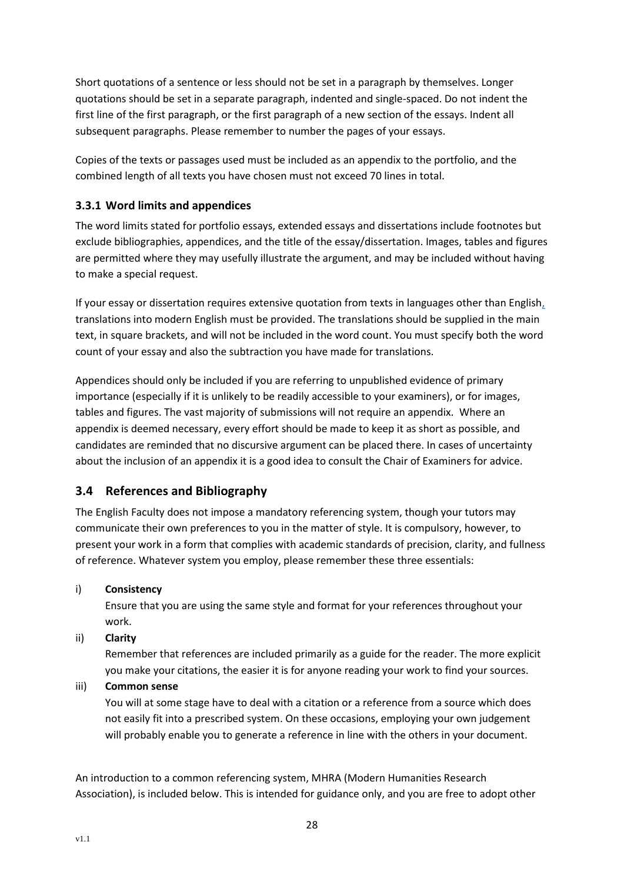Short quotations of a sentence or less should not be set in a paragraph by themselves. Longer quotations should be set in a separate paragraph, indented and single-spaced. Do not indent the first line of the first paragraph, or the first paragraph of a new section of the essays. Indent all subsequent paragraphs. Please remember to number the pages of your essays.

Copies of the texts or passages used must be included as an appendix to the portfolio, and the combined length of all texts you have chosen must not exceed 70 lines in total.

### 3.3.1 Word limits and appendices

The word limits stated for portfolio essays, extended essays and dissertations include footnotes but exclude bibliographies, appendices, and the title of the essay/dissertation. Images, tables and figures are permitted where they may usefully illustrate the argument, and may be included without having to make a special request.

If your essay or dissertation requires extensive quotation from texts in languages other than English, translations into modern English must be provided. The translations should be supplied in the main text, in square brackets, and will not be included in the word count. You must specify both the word count of your essay and also the subtraction you have made for translations.

Appendices should only be included if you are referring to unpublished evidence of primary importance (especially if it is unlikely to be readily accessible to your examiners), or for images, tables and figures. The vast majority of submissions will not require an appendix. Where an appendix is deemed necessary, every effort should be made to keep it as short as possible, and candidates are reminded that no discursive argument can be placed there. In cases of uncertainty about the inclusion of an appendix it is a good idea to consult the Chair of Examiners for advice.

## 3.4 References and Bibliography

The English Faculty does not impose a mandatory referencing system, though your tutors may communicate their own preferences to you in the matter of style. It is compulsory, however, to present your work in a form that complies with academic standards of precision, clarity, and fullness of reference. Whatever system you employ, please remember these three essentials:

i) **Consistency**
   Ensure that you are using the same style and format for your references throughout your work.

ii) **Clarity**
   Remember that references are included primarily as a guide for the reader. The more explicit you make your citations, the easier it is for anyone reading your work to find your sources.

iii) **Common sense**
   You will at some stage have to deal with a citation or a reference from a source which does not easily fit into a prescribed system. On these occasions, employing your own judgement will probably enable you to generate a reference in line with the others in your document.

An introduction to a common referencing system, MHRA (Modern Humanities Research Association), is included below. This is intended for guidance only, and you are free to adopt other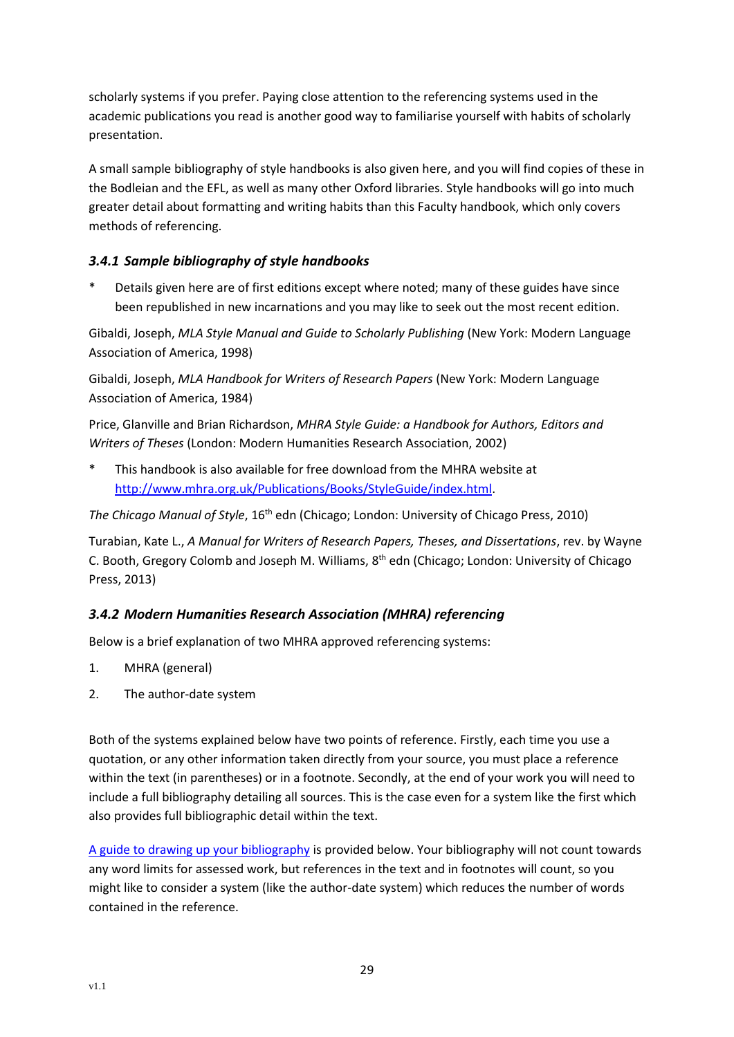scholarly systems if you prefer. Paying close attention to the referencing systems used in the academic publications you read is another good way to familiarise yourself with habits of scholarly presentation.

A small sample bibliography of style handbooks is also given here, and you will find copies of these in the Bodleian and the EFL, as well as many other Oxford libraries. Style handbooks will go into much greater detail about formatting and writing habits than this Faculty handbook, which only covers methods of referencing.

### *3.4.1 Sample bibliography of style handbooks*

\* Details given here are of first editions except where noted; many of these guides have since been republished in new incarnations and you may like to seek out the most recent edition.

Gibaldi, Joseph, *MLA Style Manual and Guide to Scholarly Publishing* (New York: Modern Language Association of America, 1998)

Gibaldi, Joseph, *MLA Handbook for Writers of Research Papers* (New York: Modern Language Association of America, 1984)

Price, Glanville and Brian Richardson, *MHRA Style Guide: a Handbook for Authors, Editors and Writers of Theses* (London: Modern Humanities Research Association, 2002)

\* This handbook is also available for free download from the MHRA website at [http://www.mhra.org.uk/Publications/Books/StyleGuide/index.html](http://www.mhra.org.uk/Publications/Books/StyleGuide/index.html).

*The Chicago Manual of Style*, 16th edn (Chicago; London: University of Chicago Press, 2010)

Turabian, Kate L., *A Manual for Writers of Research Papers, Theses, and Dissertations*, rev. by Wayne C. Booth, Gregory Colomb and Joseph M. Williams, 8th edn (Chicago; London: University of Chicago Press, 2013)

### *3.4.2 Modern Humanities Research Association (MHRA) referencing*

Below is a brief explanation of two MHRA approved referencing systems:

1. MHRA (general)
2. The author-date system

Both of the systems explained below have two points of reference. Firstly, each time you use a quotation, or any other information taken directly from your source, you must place a reference within the text (in parentheses) or in a footnote. Secondly, at the end of your work you will need to include a full bibliography detailing all sources. This is the case even for a system like the first which also provides full bibliographic detail within the text.

A guide to drawing up your bibliography is provided below. Your bibliography will not count towards any word limits for assessed work, but references in the text and in footnotes will count, so you might like to consider a system (like the author-date system) which reduces the number of words contained in the reference.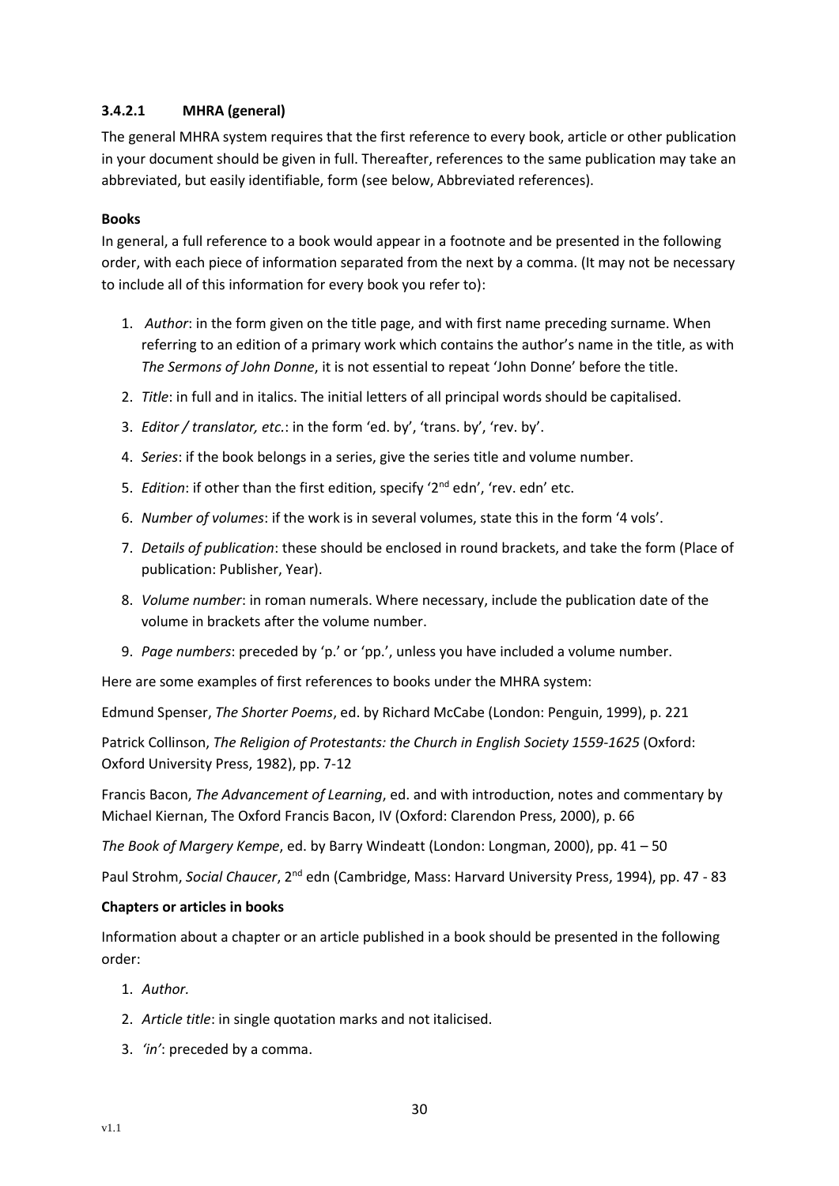### 3.4.2.1 MHRA (general)

The general MHRA system requires that the first reference to every book, article or other publication in your document should be given in full. Thereafter, references to the same publication may take an abbreviated, but easily identifiable, form (see below, Abbreviated references).

**Books**

In general, a full reference to a book would appear in a footnote and be presented in the following order, with each piece of information separated from the next by a comma. (It may not be necessary to include all of this information for every book you refer to):

1. *Author*: in the form given on the title page, and with first name preceding surname. When referring to an edition of a primary work which contains the author's name in the title, as with *The Sermons of John Donne*, it is not essential to repeat 'John Donne' before the title.
2. *Title*: in full and in italics. The initial letters of all principal words should be capitalised.
3. *Editor / translator, etc.*: in the form 'ed. by', 'trans. by', 'rev. by'.
4. *Series*: if the book belongs in a series, give the series title and volume number.
5. *Edition*: if other than the first edition, specify '2nd edn', 'rev. edn' etc.
6. *Number of volumes*: if the work is in several volumes, state this in the form '4 vols'.
7. *Details of publication*: these should be enclosed in round brackets, and take the form (Place of publication: Publisher, Year).
8. *Volume number*: in roman numerals. Where necessary, include the publication date of the volume in brackets after the volume number.
9. *Page numbers*: preceded by 'p.' or 'pp.', unless you have included a volume number.

Here are some examples of first references to books under the MHRA system:

Edmund Spenser, *The Shorter Poems*, ed. by Richard McCabe (London: Penguin, 1999), p. 221

Patrick Collinson, *The Religion of Protestants: the Church in English Society 1559-1625* (Oxford: Oxford University Press, 1982), pp. 7-12

Francis Bacon, *The Advancement of Learning*, ed. and with introduction, notes and commentary by Michael Kiernan, The Oxford Francis Bacon, IV (Oxford: Clarendon Press, 2000), p. 66

*The Book of Margery Kempe*, ed. by Barry Windeatt (London: Longman, 2000), pp. 41 – 50

Paul Strohm, *Social Chaucer*, 2nd edn (Cambridge, Mass: Harvard University Press, 1994), pp. 47 - 83

**Chapters or articles in books**

Information about a chapter or an article published in a book should be presented in the following order:

1. *Author.*
2. *Article title*: in single quotation marks and not italicised.
3. *'in'*: preceded by a comma.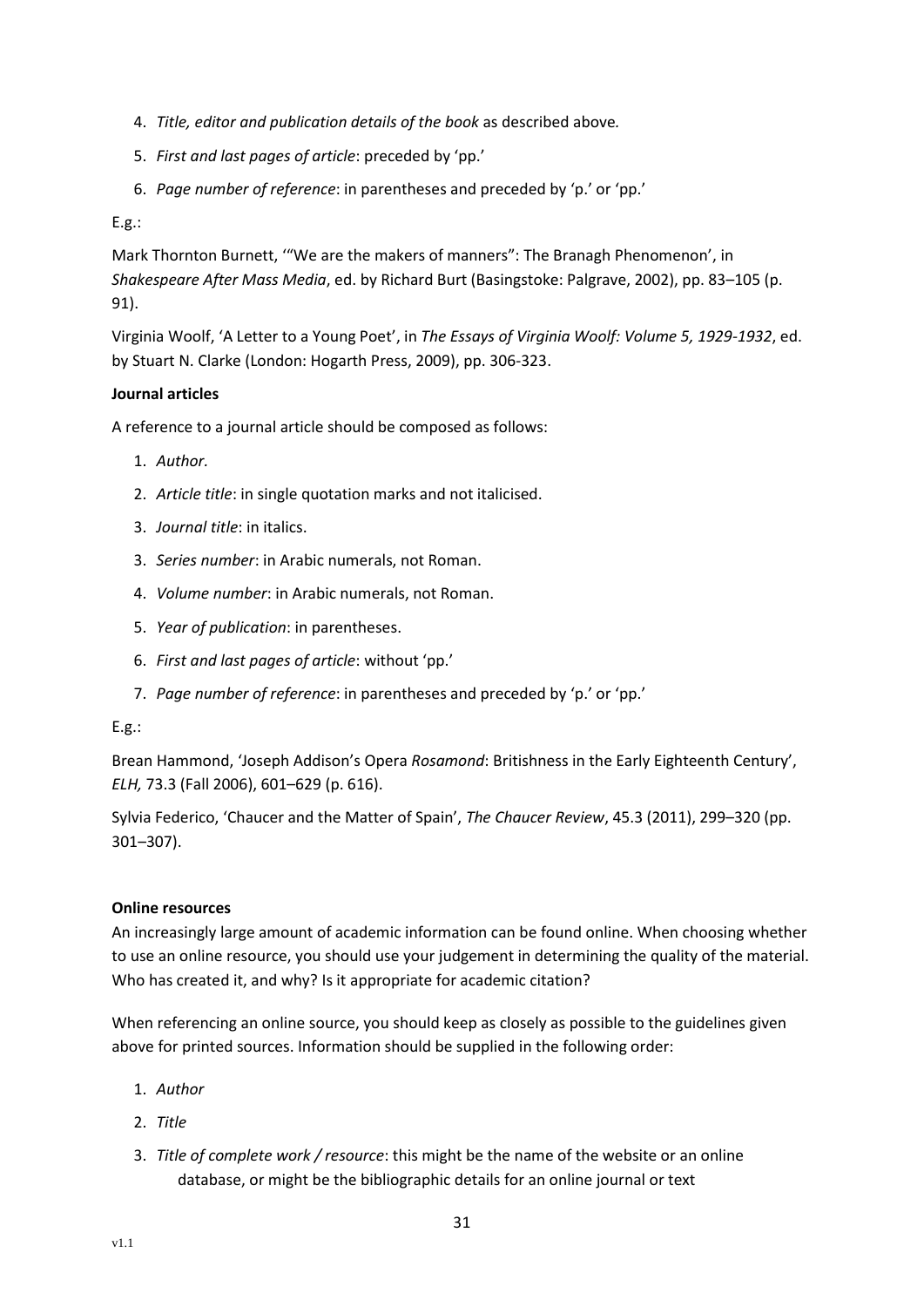4. *Title, editor and publication details of the book* as described above*.*
5. *First and last pages of article*: preceded by 'pp.'
6. *Page number of reference*: in parentheses and preceded by 'p.' or 'pp.'

E.g.:

Mark Thornton Burnett, '"We are the makers of manners": The Branagh Phenomenon', in *Shakespeare After Mass Media*, ed. by Richard Burt (Basingstoke: Palgrave, 2002), pp. 83–105 (p. 91).

Virginia Woolf, 'A Letter to a Young Poet', in *The Essays of Virginia Woolf: Volume 5, 1929-1932*, ed. by Stuart N. Clarke (London: Hogarth Press, 2009), pp. 306-323.

**Journal articles**

A reference to a journal article should be composed as follows:

1. *Author.*
2. *Article title*: in single quotation marks and not italicised.
3. *Journal title*: in italics.
3. *Series number*: in Arabic numerals, not Roman.
4. *Volume number*: in Arabic numerals, not Roman.
5. *Year of publication*: in parentheses.
6. *First and last pages of article*: without 'pp.'
7. *Page number of reference*: in parentheses and preceded by 'p.' or 'pp.'

E.g.:

Brean Hammond, 'Joseph Addison's Opera *Rosamond*: Britishness in the Early Eighteenth Century', *ELH,* 73.3 (Fall 2006), 601–629 (p. 616).

Sylvia Federico, 'Chaucer and the Matter of Spain', *The Chaucer Review*, 45.3 (2011), 299–320 (pp. 301–307).

**Online resources**

An increasingly large amount of academic information can be found online. When choosing whether to use an online resource, you should use your judgement in determining the quality of the material. Who has created it, and why? Is it appropriate for academic citation?

When referencing an online source, you should keep as closely as possible to the guidelines given above for printed sources. Information should be supplied in the following order:

1. *Author*
2. *Title*
3. *Title of complete work / resource*: this might be the name of the website or an online database, or might be the bibliographic details for an online journal or text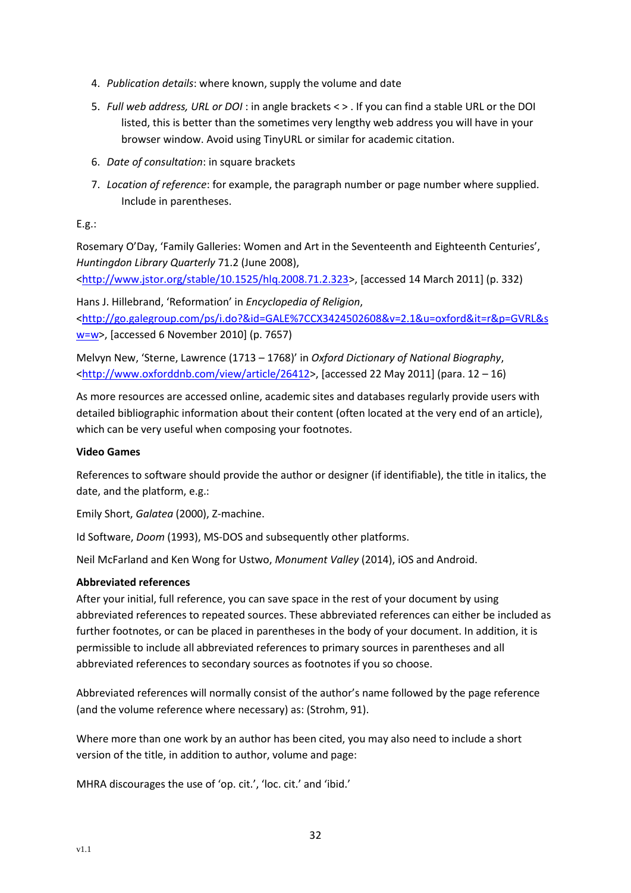4. *Publication details*: where known, supply the volume and date
5. *Full web address, URL or DOI* : in angle brackets < > . If you can find a stable URL or the DOI listed, this is better than the sometimes very lengthy web address you will have in your browser window. Avoid using TinyURL or similar for academic citation.
6. *Date of consultation*: in square brackets
7. *Location of reference*: for example, the paragraph number or page number where supplied. Include in parentheses.

E.g.:

Rosemary O'Day, 'Family Galleries: Women and Art in the Seventeenth and Eighteenth Centuries', *Huntingdon Library Quarterly* 71.2 (June 2008), <http://www.jstor.org/stable/10.1525/hlq.2008.71.2.323>, [accessed 14 March 2011] (p. 332)

Hans J. Hillebrand, 'Reformation' in *Encyclopedia of Religion*, <http://go.galegroup.com/ps/i.do?&id=GALE%7CCX3424502608&v=2.1&u=oxford&it=r&p=GVRL&sw=w>, [accessed 6 November 2010] (p. 7657)

Melvyn New, 'Sterne, Lawrence (1713 – 1768)' in *Oxford Dictionary of National Biography*, <http://www.oxforddnb.com/view/article/26412>, [accessed 22 May 2011] (para. 12 – 16)

As more resources are accessed online, academic sites and databases regularly provide users with detailed bibliographic information about their content (often located at the very end of an article), which can be very useful when composing your footnotes.

**Video Games**

References to software should provide the author or designer (if identifiable), the title in italics, the date, and the platform, e.g.:

Emily Short, *Galatea* (2000), Z-machine.

Id Software, *Doom* (1993), MS-DOS and subsequently other platforms.

Neil McFarland and Ken Wong for Ustwo, *Monument Valley* (2014), iOS and Android.

**Abbreviated references**

After your initial, full reference, you can save space in the rest of your document by using abbreviated references to repeated sources. These abbreviated references can either be included as further footnotes, or can be placed in parentheses in the body of your document. In addition, it is permissible to include all abbreviated references to primary sources in parentheses and all abbreviated references to secondary sources as footnotes if you so choose.

Abbreviated references will normally consist of the author's name followed by the page reference (and the volume reference where necessary) as: (Strohm, 91).

Where more than one work by an author has been cited, you may also need to include a short version of the title, in addition to author, volume and page:

MHRA discourages the use of 'op. cit.', 'loc. cit.' and 'ibid.'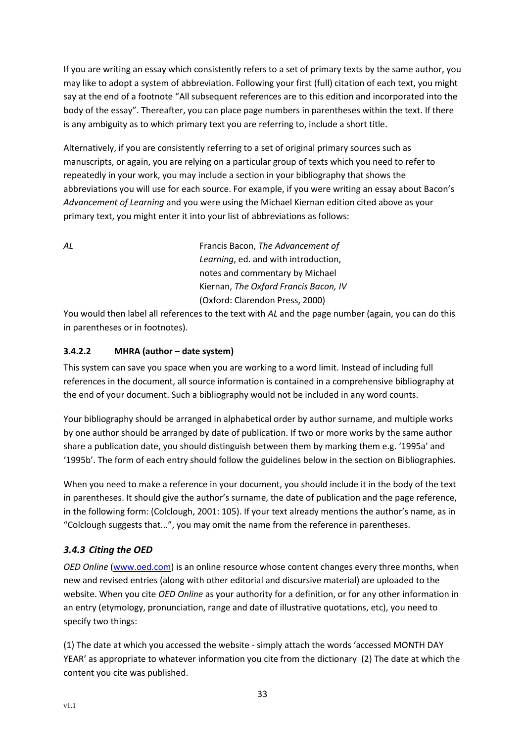If you are writing an essay which consistently refers to a set of primary texts by the same author, you may like to adopt a system of abbreviation. Following your first (full) citation of each text, you might say at the end of a footnote "All subsequent references are to this edition and incorporated into the body of the essay". Thereafter, you can place page numbers in parentheses within the text. If there is any ambiguity as to which primary text you are referring to, include a short title.

Alternatively, if you are consistently referring to a set of original primary sources such as manuscripts, or again, you are relying on a particular group of texts which you need to refer to repeatedly in your work, you may include a section in your bibliography that shows the abbreviations you will use for each source. For example, if you were writing an essay about Bacon's *Advancement of Learning* and you were using the Michael Kiernan edition cited above as your primary text, you might enter it into your list of abbreviations as follows:

| | |
|---|---|
| *AL* | Francis Bacon, *The Advancement of Learning*, ed. and with introduction, notes and commentary by Michael Kiernan, *The Oxford Francis Bacon, IV* (Oxford: Clarendon Press, 2000) |

You would then label all references to the text with *AL* and the page number (again, you can do this in parentheses or in footnotes).

#### 3.4.2.2 MHRA (author – date system)

This system can save you space when you are working to a word limit. Instead of including full references in the document, all source information is contained in a comprehensive bibliography at the end of your document. Such a bibliography would not be included in any word counts.

Your bibliography should be arranged in alphabetical order by author surname, and multiple works by one author should be arranged by date of publication. If two or more works by the same author share a publication date, you should distinguish between them by marking them e.g. '1995a' and '1995b'. The form of each entry should follow the guidelines below in the section on Bibliographies.

When you need to make a reference in your document, you should include it in the body of the text in parentheses. It should give the author's surname, the date of publication and the page reference, in the following form: (Colclough, 2001: 105). If your text already mentions the author's name, as in "Colclough suggests that...", you may omit the name from the reference in parentheses.

### *3.4.3 Citing the OED*

*OED Online* (www.oed.com) is an online resource whose content changes every three months, when new and revised entries (along with other editorial and discursive material) are uploaded to the website. When you cite *OED Online* as your authority for a definition, or for any other information in an entry (etymology, pronunciation, range and date of illustrative quotations, etc), you need to specify two things:

(1) The date at which you accessed the website - simply attach the words 'accessed MONTH DAY YEAR' as appropriate to whatever information you cite from the dictionary (2) The date at which the content you cite was published.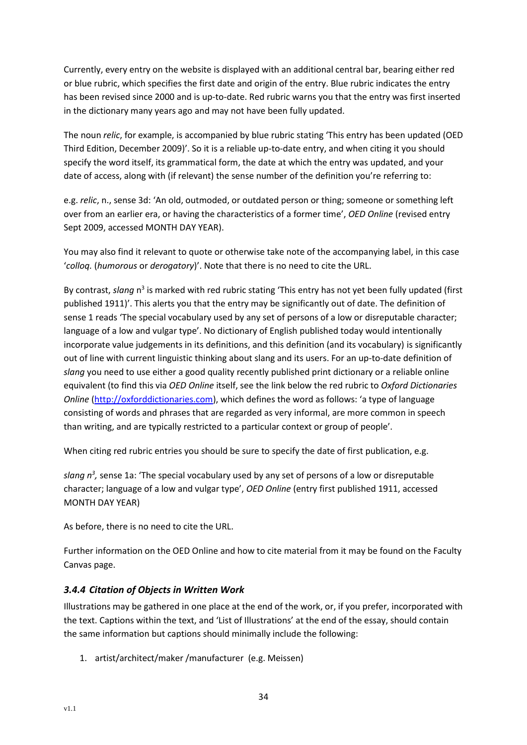Currently, every entry on the website is displayed with an additional central bar, bearing either red or blue rubric, which specifies the first date and origin of the entry. Blue rubric indicates the entry has been revised since 2000 and is up-to-date. Red rubric warns you that the entry was first inserted in the dictionary many years ago and may not have been fully updated.

The noun *relic*, for example, is accompanied by blue rubric stating 'This entry has been updated (OED Third Edition, December 2009)'. So it is a reliable up-to-date entry, and when citing it you should specify the word itself, its grammatical form, the date at which the entry was updated, and your date of access, along with (if relevant) the sense number of the definition you're referring to:

e.g. *relic*, n., sense 3d: 'An old, outmoded, or outdated person or thing; someone or something left over from an earlier era, or having the characteristics of a former time', *OED Online* (revised entry Sept 2009, accessed MONTH DAY YEAR).

You may also find it relevant to quote or otherwise take note of the accompanying label, in this case '*colloq.* (*humorous* or *derogatory*)'. Note that there is no need to cite the URL.

By contrast, *slang* n[3] is marked with red rubric stating 'This entry has not yet been fully updated (first published 1911)'. This alerts you that the entry may be significantly out of date. The definition of sense 1 reads 'The special vocabulary used by any set of persons of a low or disreputable character; language of a low and vulgar type'. No dictionary of English published today would intentionally incorporate value judgements in its definitions, and this definition (and its vocabulary) is significantly out of line with current linguistic thinking about slang and its users. For an up-to-date definition of *slang* you need to use either a good quality recently published print dictionary or a reliable online equivalent (to find this via *OED Online* itself, see the link below the red rubric to *Oxford Dictionaries Online* (http://oxforddictionaries.com), which defines the word as follows: 'a type of language consisting of words and phrases that are regarded as very informal, are more common in speech than writing, and are typically restricted to a particular context or group of people'.

When citing red rubric entries you should be sure to specify the date of first publication, e.g.

*slang n[3]*, sense 1a: 'The special vocabulary used by any set of persons of a low or disreputable character; language of a low and vulgar type', *OED Online* (entry first published 1911, accessed MONTH DAY YEAR)

As before, there is no need to cite the URL.

Further information on the OED Online and how to cite material from it may be found on the Faculty Canvas page.

### *3.4.4 Citation of Objects in Written Work*

Illustrations may be gathered in one place at the end of the work, or, if you prefer, incorporated with the text. Captions within the text, and 'List of Illustrations' at the end of the essay, should contain the same information but captions should minimally include the following:

1. artist/architect/maker /manufacturer (e.g. Meissen)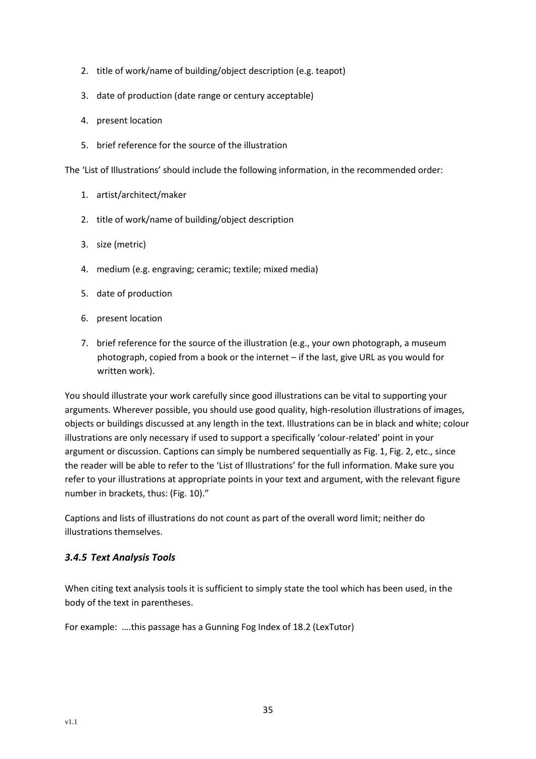2. title of work/name of building/object description (e.g. teapot)
3. date of production (date range or century acceptable)
4. present location
5. brief reference for the source of the illustration

The 'List of Illustrations' should include the following information, in the recommended order:

1. artist/architect/maker
2. title of work/name of building/object description
3. size (metric)
4. medium (e.g. engraving; ceramic; textile; mixed media)
5. date of production
6. present location
7. brief reference for the source of the illustration (e.g., your own photograph, a museum photograph, copied from a book or the internet – if the last, give URL as you would for written work).

You should illustrate your work carefully since good illustrations can be vital to supporting your arguments. Wherever possible, you should use good quality, high-resolution illustrations of images, objects or buildings discussed at any length in the text. Illustrations can be in black and white; colour illustrations are only necessary if used to support a specifically 'colour-related' point in your argument or discussion. Captions can simply be numbered sequentially as Fig. 1, Fig. 2, etc., since the reader will be able to refer to the 'List of Illustrations' for the full information. Make sure you refer to your illustrations at appropriate points in your text and argument, with the relevant figure number in brackets, thus: (Fig. 10)."

Captions and lists of illustrations do not count as part of the overall word limit; neither do illustrations themselves.

### *3.4.5 Text Analysis Tools*

When citing text analysis tools it is sufficient to simply state the tool which has been used, in the body of the text in parentheses.

For example: ….this passage has a Gunning Fog Index of 18.2 (LexTutor)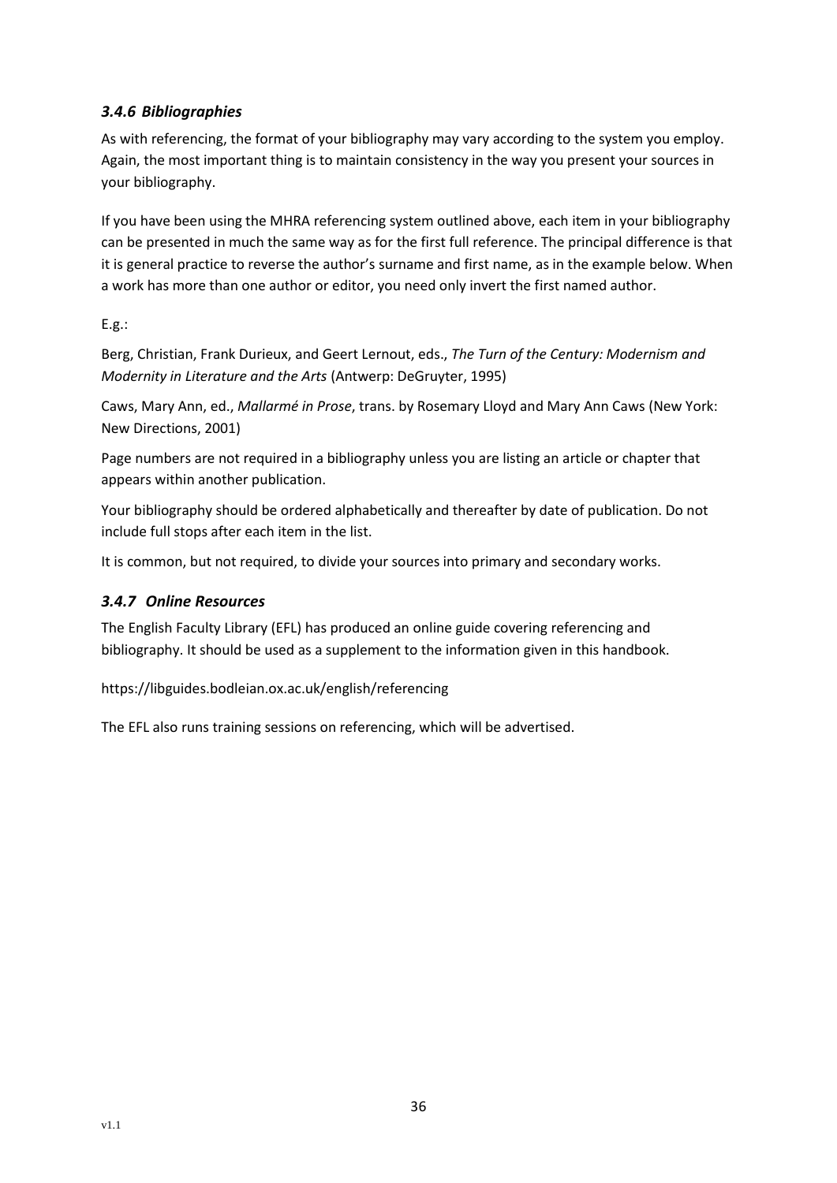### *3.4.6 Bibliographies*

As with referencing, the format of your bibliography may vary according to the system you employ. Again, the most important thing is to maintain consistency in the way you present your sources in your bibliography.

If you have been using the MHRA referencing system outlined above, each item in your bibliography can be presented in much the same way as for the first full reference. The principal difference is that it is general practice to reverse the author's surname and first name, as in the example below. When a work has more than one author or editor, you need only invert the first named author.

E.g.:

Berg, Christian, Frank Durieux, and Geert Lernout, eds., *The Turn of the Century: Modernism and Modernity in Literature and the Arts* (Antwerp: DeGruyter, 1995)

Caws, Mary Ann, ed., *Mallarmé in Prose*, trans. by Rosemary Lloyd and Mary Ann Caws (New York: New Directions, 2001)

Page numbers are not required in a bibliography unless you are listing an article or chapter that appears within another publication.

Your bibliography should be ordered alphabetically and thereafter by date of publication. Do not include full stops after each item in the list.

It is common, but not required, to divide your sources into primary and secondary works.

### *3.4.7 Online Resources*

The English Faculty Library (EFL) has produced an online guide covering referencing and bibliography. It should be used as a supplement to the information given in this handbook.

https://libguides.bodleian.ox.ac.uk/english/referencing

The EFL also runs training sessions on referencing, which will be advertised.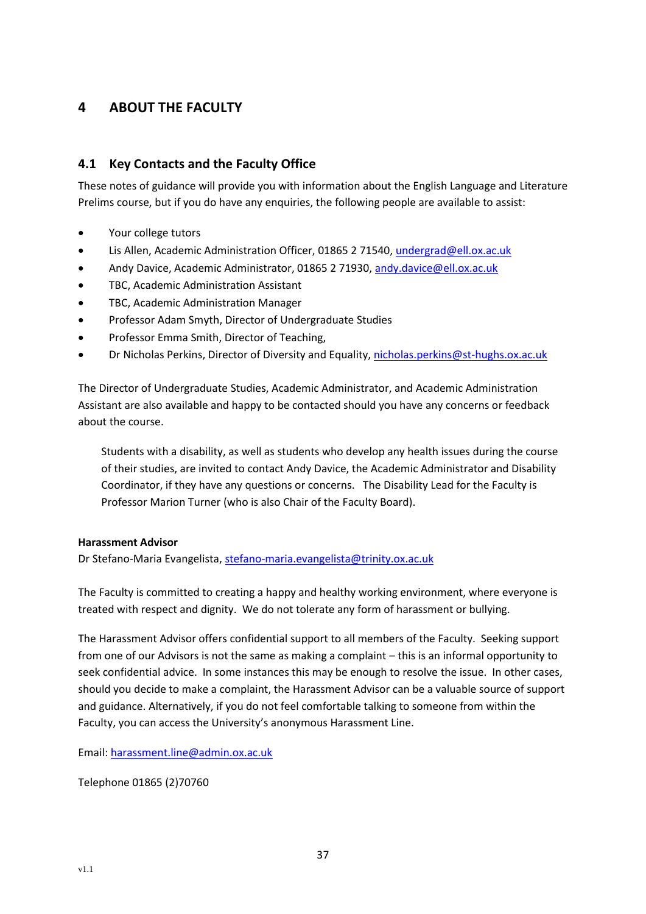# 4 ABOUT THE FACULTY

## 4.1 Key Contacts and the Faculty Office

These notes of guidance will provide you with information about the English Language and Literature Prelims course, but if you do have any enquiries, the following people are available to assist:

- Your college tutors
- Lis Allen, Academic Administration Officer, 01865 2 71540, undergrad@ell.ox.ac.uk
- Andy Davice, Academic Administrator, 01865 2 71930, andy.davice@ell.ox.ac.uk
- TBC, Academic Administration Assistant
- TBC, Academic Administration Manager
- Professor Adam Smyth, Director of Undergraduate Studies
- Professor Emma Smith, Director of Teaching,
- Dr Nicholas Perkins, Director of Diversity and Equality, nicholas.perkins@st-hughs.ox.ac.uk

The Director of Undergraduate Studies, Academic Administrator, and Academic Administration Assistant are also available and happy to be contacted should you have any concerns or feedback about the course.

> Students with a disability, as well as students who develop any health issues during the course of their studies, are invited to contact Andy Davice, the Academic Administrator and Disability Coordinator, if they have any questions or concerns. The Disability Lead for the Faculty is Professor Marion Turner (who is also Chair of the Faculty Board).

**Harassment Advisor**

Dr Stefano-Maria Evangelista, stefano-maria.evangelista@trinity.ox.ac.uk

The Faculty is committed to creating a happy and healthy working environment, where everyone is treated with respect and dignity. We do not tolerate any form of harassment or bullying.

The Harassment Advisor offers confidential support to all members of the Faculty. Seeking support from one of our Advisors is not the same as making a complaint – this is an informal opportunity to seek confidential advice. In some instances this may be enough to resolve the issue. In other cases, should you decide to make a complaint, the Harassment Advisor can be a valuable source of support and guidance. Alternatively, if you do not feel comfortable talking to someone from within the Faculty, you can access the University's anonymous Harassment Line.

Email: harassment.line@admin.ox.ac.uk

Telephone 01865 (2)70760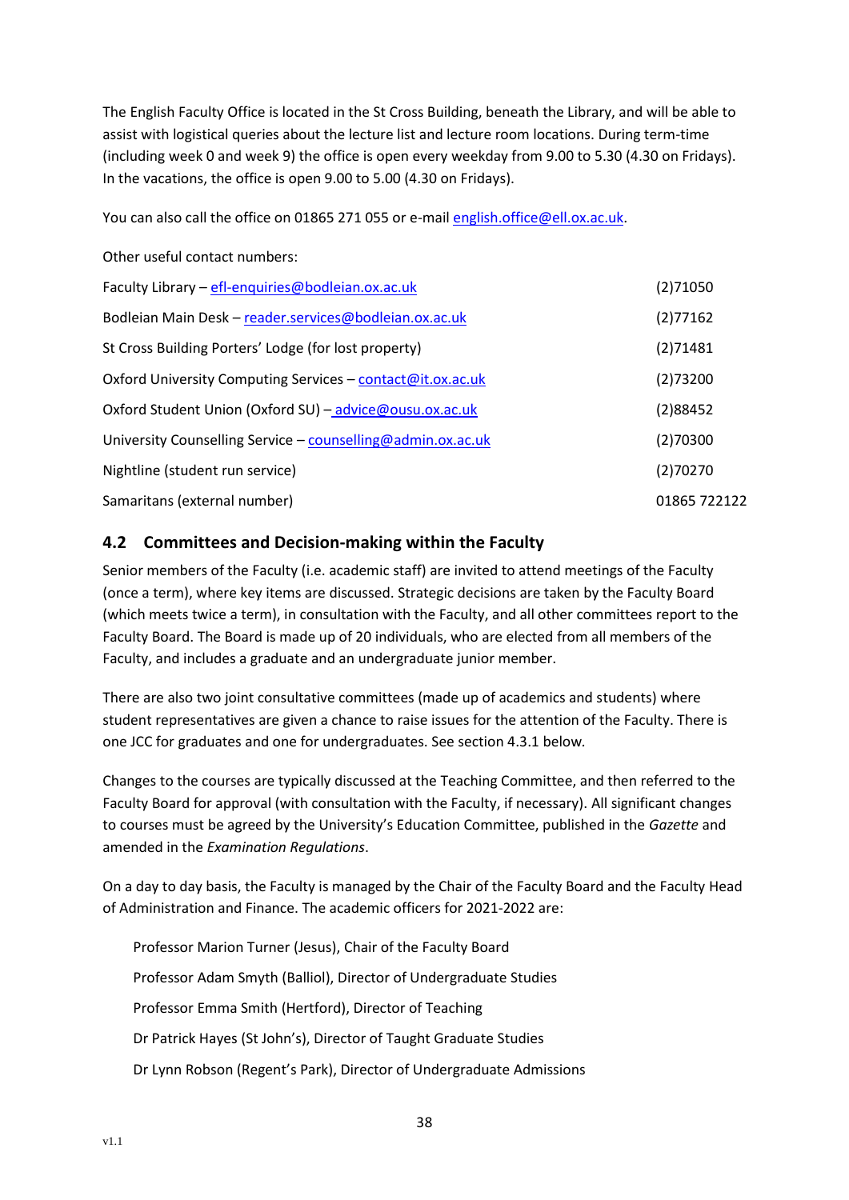The English Faculty Office is located in the St Cross Building, beneath the Library, and will be able to assist with logistical queries about the lecture list and lecture room locations. During term-time (including week 0 and week 9) the office is open every weekday from 9.00 to 5.30 (4.30 on Fridays). In the vacations, the office is open 9.00 to 5.00 (4.30 on Fridays).

You can also call the office on 01865 271 055 or e-mail english.office@ell.ox.ac.uk.

Other useful contact numbers:

| | |
|---|---|
| Faculty Library – efl-enquiries@bodleian.ox.ac.uk | (2)71050 |
| Bodleian Main Desk – reader.services@bodleian.ox.ac.uk | (2)77162 |
| St Cross Building Porters' Lodge (for lost property) | (2)71481 |
| Oxford University Computing Services – contact@it.ox.ac.uk | (2)73200 |
| Oxford Student Union (Oxford SU) – advice@ousu.ox.ac.uk | (2)88452 |
| University Counselling Service – counselling@admin.ox.ac.uk | (2)70300 |
| Nightline (student run service) | (2)70270 |
| Samaritans (external number) | 01865 722122 |

## 4.2 Committees and Decision-making within the Faculty

Senior members of the Faculty (i.e. academic staff) are invited to attend meetings of the Faculty (once a term), where key items are discussed. Strategic decisions are taken by the Faculty Board (which meets twice a term), in consultation with the Faculty, and all other committees report to the Faculty Board. The Board is made up of 20 individuals, who are elected from all members of the Faculty, and includes a graduate and an undergraduate junior member.

There are also two joint consultative committees (made up of academics and students) where student representatives are given a chance to raise issues for the attention of the Faculty. There is one JCC for graduates and one for undergraduates. See section 4.3.1 below.

Changes to the courses are typically discussed at the Teaching Committee, and then referred to the Faculty Board for approval (with consultation with the Faculty, if necessary). All significant changes to courses must be agreed by the University's Education Committee, published in the *Gazette* and amended in the *Examination Regulations*.

On a day to day basis, the Faculty is managed by the Chair of the Faculty Board and the Faculty Head of Administration and Finance. The academic officers for 2021-2022 are:

Professor Marion Turner (Jesus), Chair of the Faculty Board

Professor Adam Smyth (Balliol), Director of Undergraduate Studies

Professor Emma Smith (Hertford), Director of Teaching

Dr Patrick Hayes (St John's), Director of Taught Graduate Studies

Dr Lynn Robson (Regent's Park), Director of Undergraduate Admissions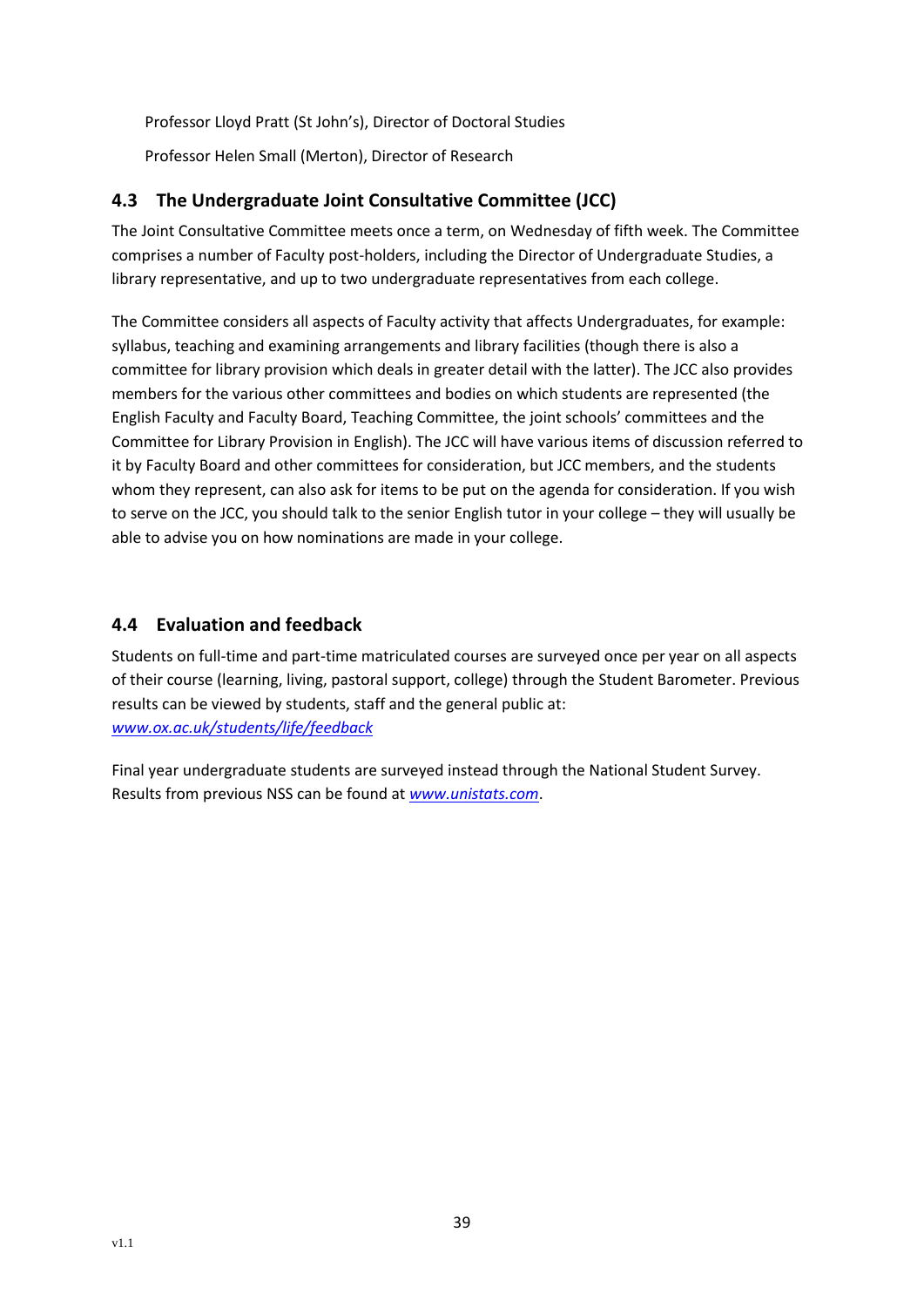Professor Lloyd Pratt (St John's), Director of Doctoral Studies

Professor Helen Small (Merton), Director of Research

## 4.3 The Undergraduate Joint Consultative Committee (JCC)

The Joint Consultative Committee meets once a term, on Wednesday of fifth week. The Committee comprises a number of Faculty post-holders, including the Director of Undergraduate Studies, a library representative, and up to two undergraduate representatives from each college.

The Committee considers all aspects of Faculty activity that affects Undergraduates, for example: syllabus, teaching and examining arrangements and library facilities (though there is also a committee for library provision which deals in greater detail with the latter). The JCC also provides members for the various other committees and bodies on which students are represented (the English Faculty and Faculty Board, Teaching Committee, the joint schools' committees and the Committee for Library Provision in English). The JCC will have various items of discussion referred to it by Faculty Board and other committees for consideration, but JCC members, and the students whom they represent, can also ask for items to be put on the agenda for consideration. If you wish to serve on the JCC, you should talk to the senior English tutor in your college – they will usually be able to advise you on how nominations are made in your college.

## 4.4 Evaluation and feedback

Students on full-time and part-time matriculated courses are surveyed once per year on all aspects of their course (learning, living, pastoral support, college) through the Student Barometer. Previous results can be viewed by students, staff and the general public at:
*www.ox.ac.uk/students/life/feedback*

Final year undergraduate students are surveyed instead through the National Student Survey. Results from previous NSS can be found at *www.unistats.com*.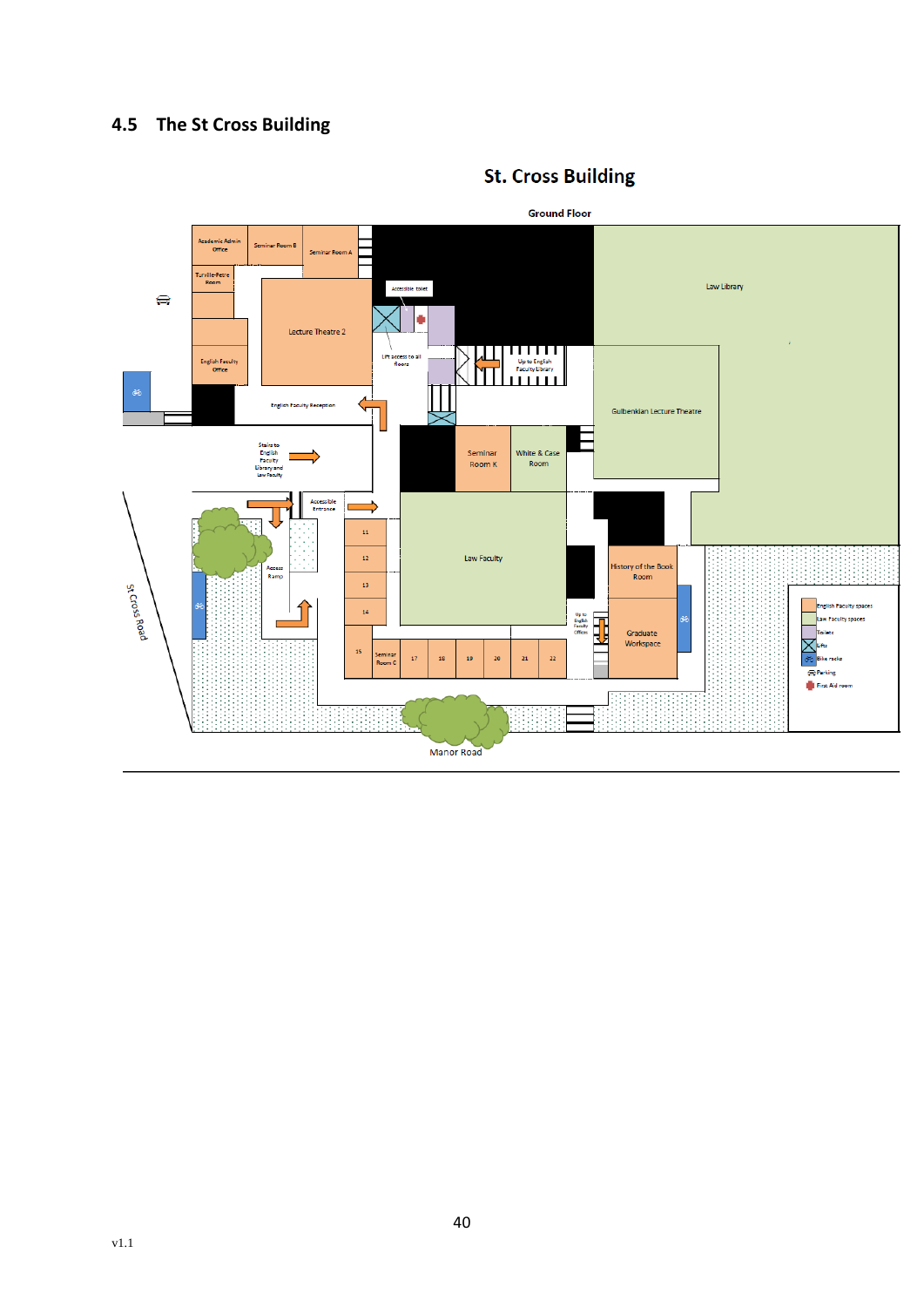## 4.5 The St Cross Building

St. Cross Building

Ground Floor

Academic Admin Office

Seminar Room B

Seminar Room A

Turville-Petre Room

Lecture Theatre 2

English Faculty Office

Accessible toilet

Lift access to all floors

Up to English Faculty Library

Law Library

Gulbenkian Lecture Theatre

English Faculty Reception

Stairs to English Faculty Library and Law Faculty

Seminar Room K

White & Case Room

Accessible Entrance

Access Ramp

11

12

13

14

15

Seminar Room C

17

18

19

20

21

22

Law Faculty

Up to English Faculty Offices

History of the Book Room

Graduate Workspace

St Cross Road

Manor Road

English Faculty spaces

Law Faculty spaces

Toilets

Lifts

Bike racks

Parking

First Aid room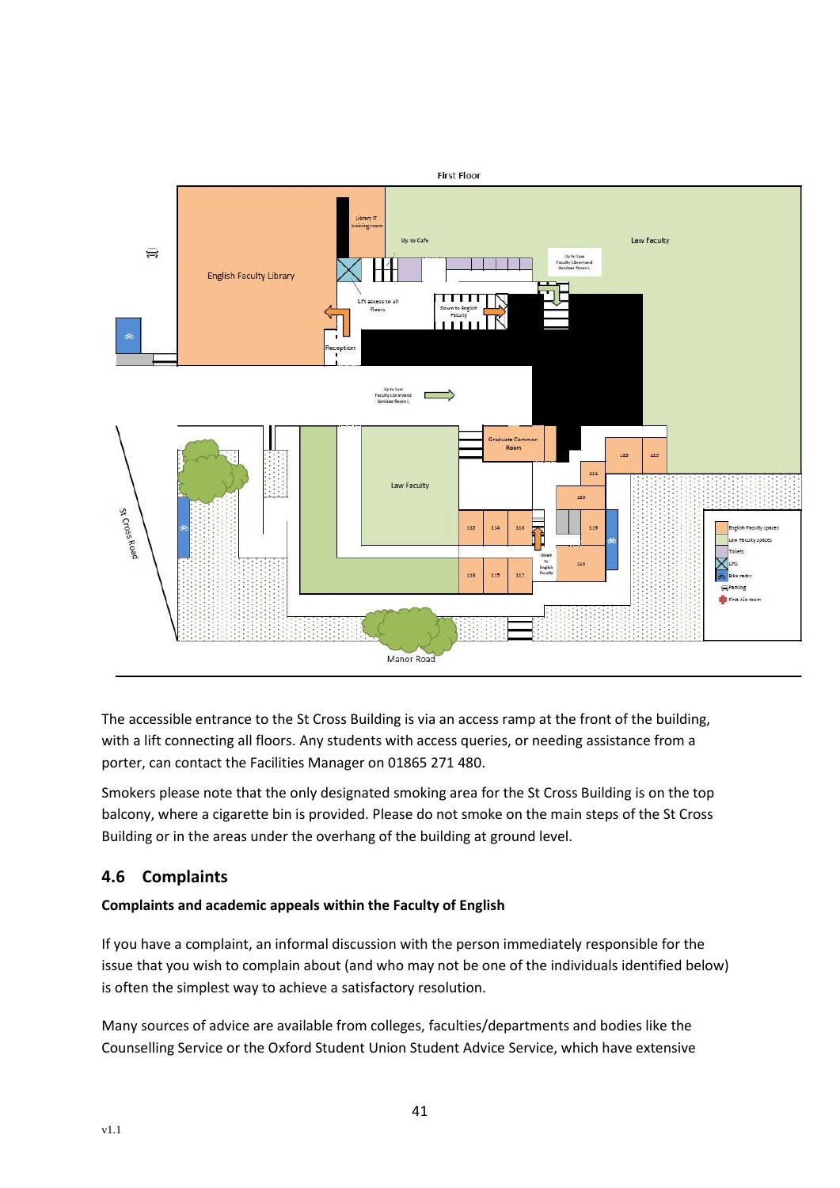The accessible entrance to the St Cross Building is via an access ramp at the front of the building, with a lift connecting all floors. Any students with access queries, or needing assistance from a porter, can contact the Facilities Manager on 01865 271 480.

Smokers please note that the only designated smoking area for the St Cross Building is on the top balcony, where a cigarette bin is provided. Please do not smoke on the main steps of the St Cross Building or in the areas under the overhang of the building at ground level.

## 4.6 Complaints

**Complaints and academic appeals within the Faculty of English**

If you have a complaint, an informal discussion with the person immediately responsible for the issue that you wish to complain about (and who may not be one of the individuals identified below) is often the simplest way to achieve a satisfactory resolution.

Many sources of advice are available from colleges, faculties/departments and bodies like the Counselling Service or the Oxford Student Union Student Advice Service, which have extensive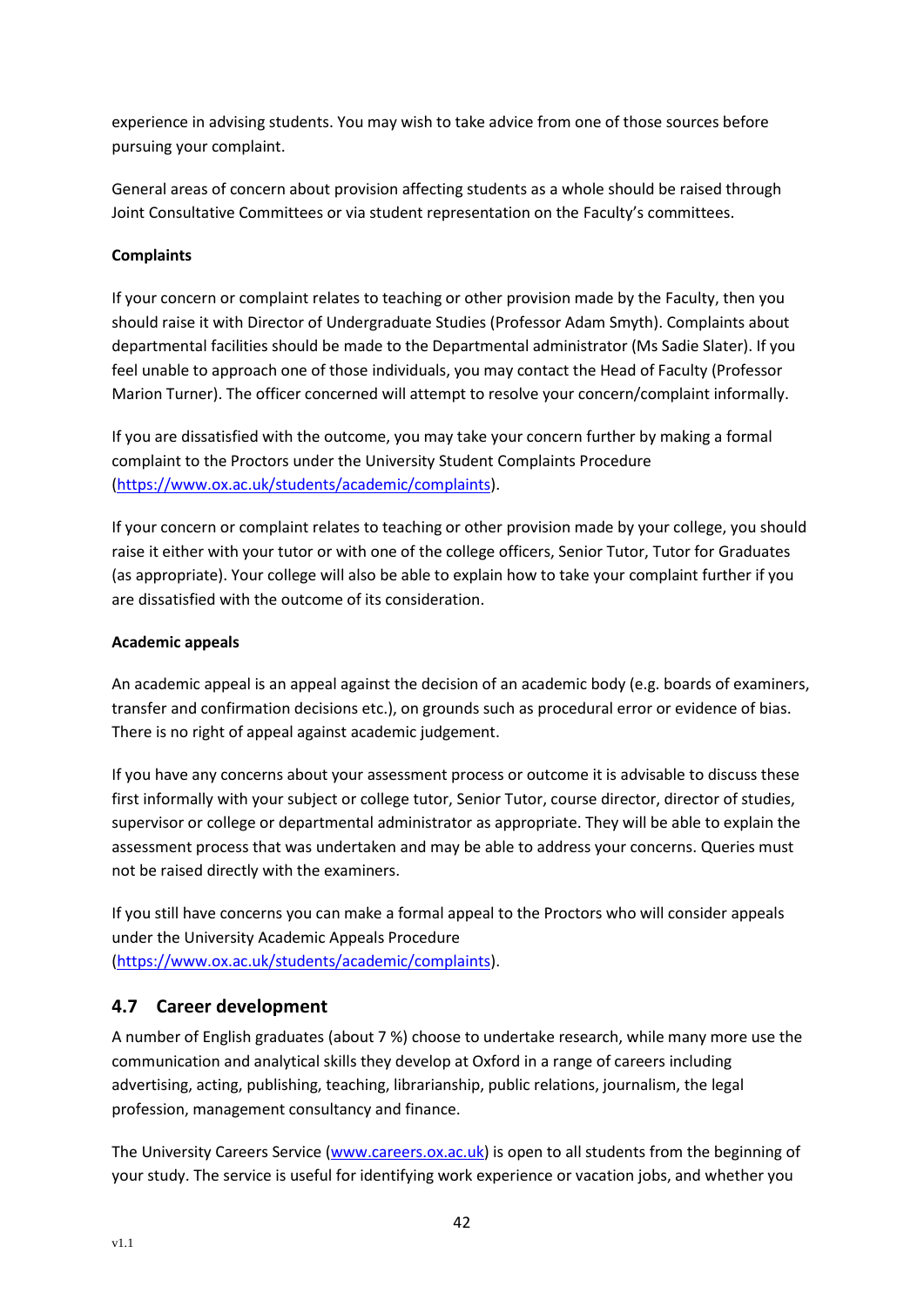experience in advising students. You may wish to take advice from one of those sources before pursuing your complaint.

General areas of concern about provision affecting students as a whole should be raised through Joint Consultative Committees or via student representation on the Faculty's committees.

**Complaints**

If your concern or complaint relates to teaching or other provision made by the Faculty, then you should raise it with Director of Undergraduate Studies (Professor Adam Smyth). Complaints about departmental facilities should be made to the Departmental administrator (Ms Sadie Slater). If you feel unable to approach one of those individuals, you may contact the Head of Faculty (Professor Marion Turner). The officer concerned will attempt to resolve your concern/complaint informally.

If you are dissatisfied with the outcome, you may take your concern further by making a formal complaint to the Proctors under the University Student Complaints Procedure (https://www.ox.ac.uk/students/academic/complaints).

If your concern or complaint relates to teaching or other provision made by your college, you should raise it either with your tutor or with one of the college officers, Senior Tutor, Tutor for Graduates (as appropriate). Your college will also be able to explain how to take your complaint further if you are dissatisfied with the outcome of its consideration.

**Academic appeals**

An academic appeal is an appeal against the decision of an academic body (e.g. boards of examiners, transfer and confirmation decisions etc.), on grounds such as procedural error or evidence of bias. There is no right of appeal against academic judgement.

If you have any concerns about your assessment process or outcome it is advisable to discuss these first informally with your subject or college tutor, Senior Tutor, course director, director of studies, supervisor or college or departmental administrator as appropriate. They will be able to explain the assessment process that was undertaken and may be able to address your concerns. Queries must not be raised directly with the examiners.

If you still have concerns you can make a formal appeal to the Proctors who will consider appeals under the University Academic Appeals Procedure (https://www.ox.ac.uk/students/academic/complaints).

## 4.7 Career development

A number of English graduates (about 7 %) choose to undertake research, while many more use the communication and analytical skills they develop at Oxford in a range of careers including advertising, acting, publishing, teaching, librarianship, public relations, journalism, the legal profession, management consultancy and finance.

The University Careers Service (www.careers.ox.ac.uk) is open to all students from the beginning of your study. The service is useful for identifying work experience or vacation jobs, and whether you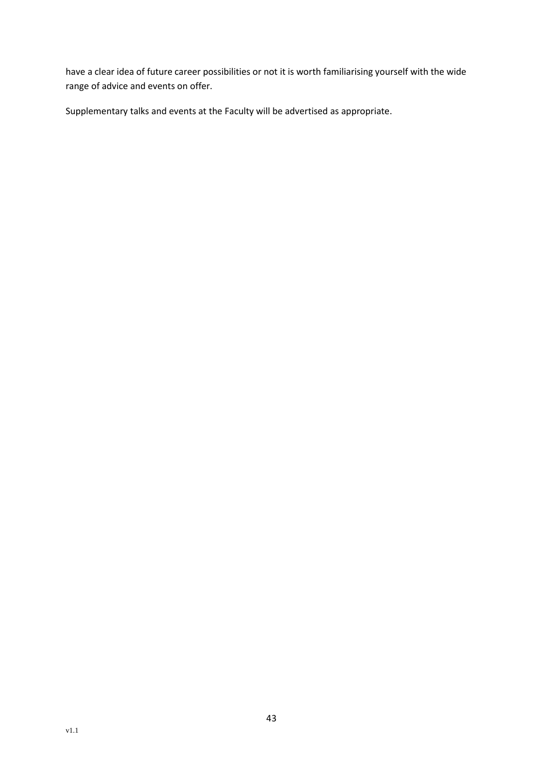have a clear idea of future career possibilities or not it is worth familiarising yourself with the wide range of advice and events on offer.

Supplementary talks and events at the Faculty will be advertised as appropriate.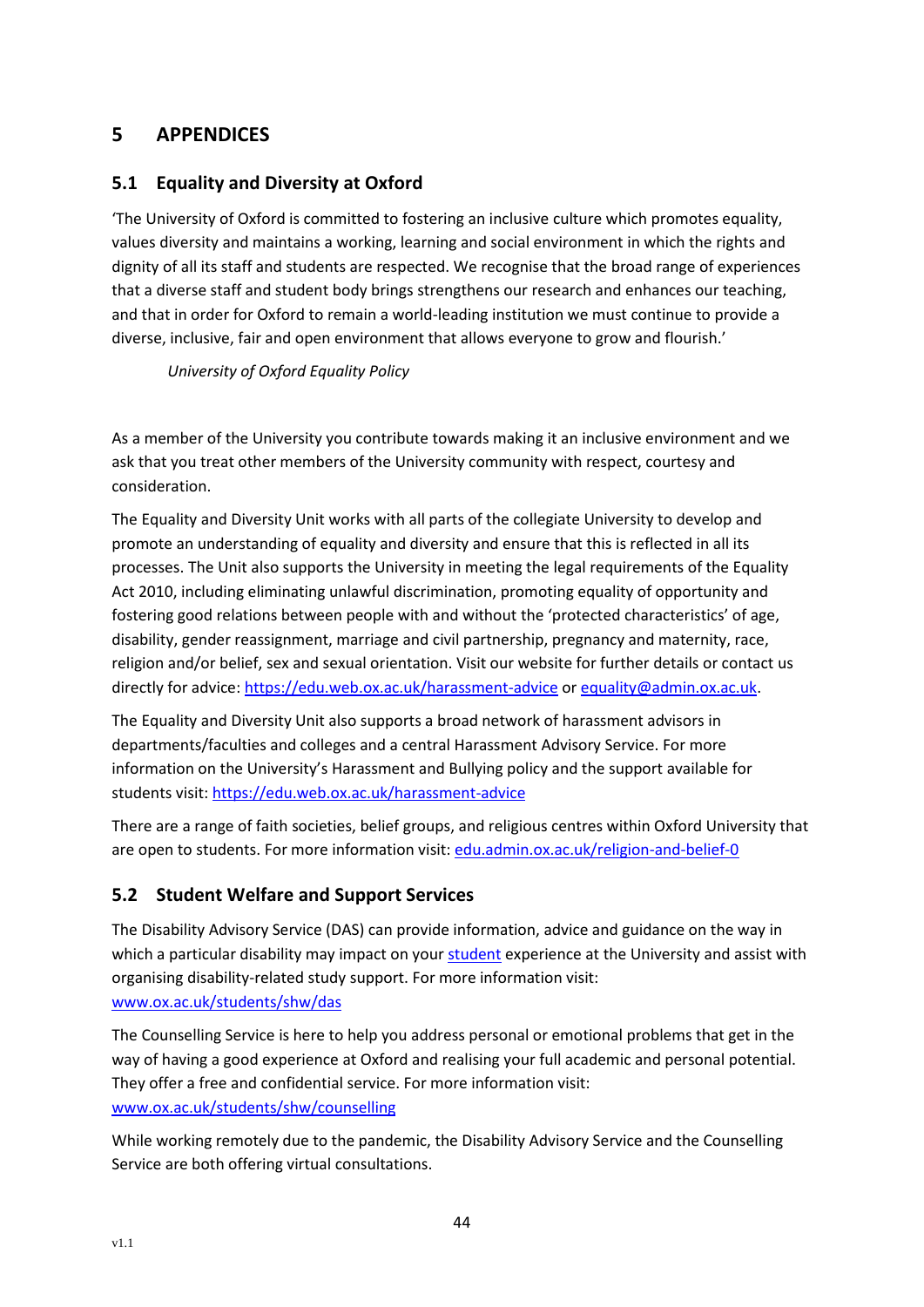# 5 APPENDICES

## 5.1 Equality and Diversity at Oxford

'The University of Oxford is committed to fostering an inclusive culture which promotes equality, values diversity and maintains a working, learning and social environment in which the rights and dignity of all its staff and students are respected. We recognise that the broad range of experiences that a diverse staff and student body brings strengthens our research and enhances our teaching, and that in order for Oxford to remain a world-leading institution we must continue to provide a diverse, inclusive, fair and open environment that allows everyone to grow and flourish.'

*University of Oxford Equality Policy*

As a member of the University you contribute towards making it an inclusive environment and we ask that you treat other members of the University community with respect, courtesy and consideration.

The Equality and Diversity Unit works with all parts of the collegiate University to develop and promote an understanding of equality and diversity and ensure that this is reflected in all its processes. The Unit also supports the University in meeting the legal requirements of the Equality Act 2010, including eliminating unlawful discrimination, promoting equality of opportunity and fostering good relations between people with and without the 'protected characteristics' of age, disability, gender reassignment, marriage and civil partnership, pregnancy and maternity, race, religion and/or belief, sex and sexual orientation. Visit our website for further details or contact us directly for advice: [https://edu.web.ox.ac.uk/harassment-advice](https://edu.web.ox.ac.uk/harassment-advice) or [equality@admin.ox.ac.uk](mailto:equality@admin.ox.ac.uk).

The Equality and Diversity Unit also supports a broad network of harassment advisors in departments/faculties and colleges and a central Harassment Advisory Service. For more information on the University's Harassment and Bullying policy and the support available for students visit: [https://edu.web.ox.ac.uk/harassment-advice](https://edu.web.ox.ac.uk/harassment-advice)

There are a range of faith societies, belief groups, and religious centres within Oxford University that are open to students. For more information visit: [edu.admin.ox.ac.uk/religion-and-belief-0](edu.admin.ox.ac.uk/religion-and-belief-0)

## 5.2 Student Welfare and Support Services

The Disability Advisory Service (DAS) can provide information, advice and guidance on the way in which a particular disability may impact on your student experience at the University and assist with organising disability-related study support. For more information visit: [www.ox.ac.uk/students/shw/das](www.ox.ac.uk/students/shw/das)

The Counselling Service is here to help you address personal or emotional problems that get in the way of having a good experience at Oxford and realising your full academic and personal potential. They offer a free and confidential service. For more information visit: [www.ox.ac.uk/students/shw/counselling](www.ox.ac.uk/students/shw/counselling)

While working remotely due to the pandemic, the Disability Advisory Service and the Counselling Service are both offering virtual consultations.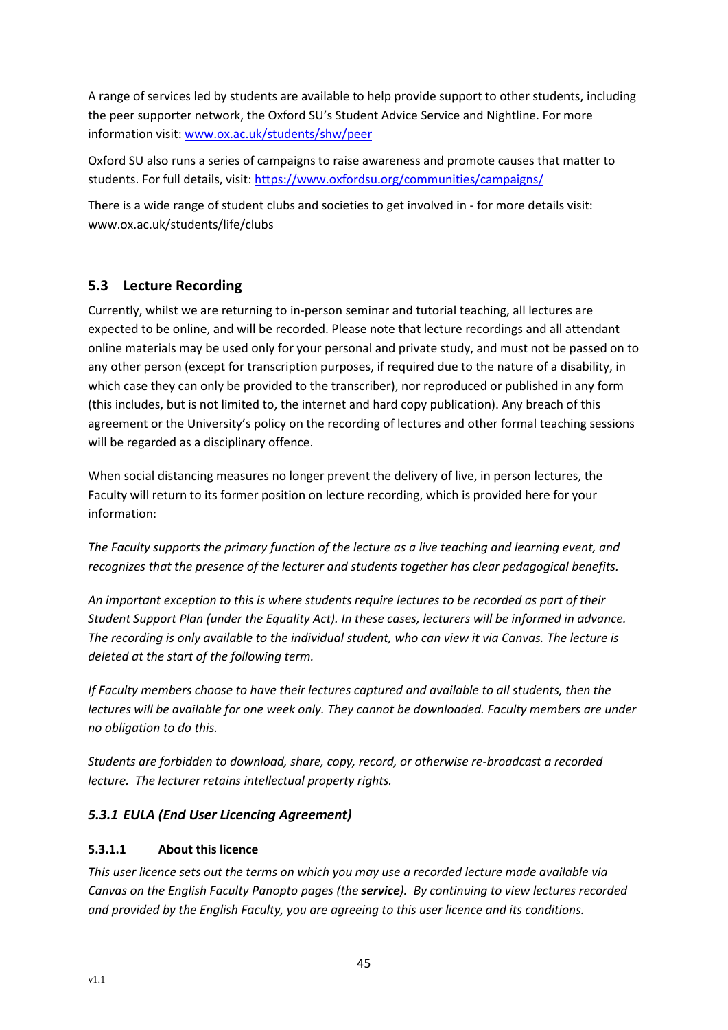A range of services led by students are available to help provide support to other students, including the peer supporter network, the Oxford SU's Student Advice Service and Nightline. For more information visit: [www.ox.ac.uk/students/shw/peer](www.ox.ac.uk/students/shw/peer)

Oxford SU also runs a series of campaigns to raise awareness and promote causes that matter to students. For full details, visit: [https://www.oxfordsu.org/communities/campaigns/](https://www.oxfordsu.org/communities/campaigns/)

There is a wide range of student clubs and societies to get involved in - for more details visit: www.ox.ac.uk/students/life/clubs

## 5.3 Lecture Recording

Currently, whilst we are returning to in-person seminar and tutorial teaching, all lectures are expected to be online, and will be recorded. Please note that lecture recordings and all attendant online materials may be used only for your personal and private study, and must not be passed on to any other person (except for transcription purposes, if required due to the nature of a disability, in which case they can only be provided to the transcriber), nor reproduced or published in any form (this includes, but is not limited to, the internet and hard copy publication). Any breach of this agreement or the University's policy on the recording of lectures and other formal teaching sessions will be regarded as a disciplinary offence.

When social distancing measures no longer prevent the delivery of live, in person lectures, the Faculty will return to its former position on lecture recording, which is provided here for your information:

*The Faculty supports the primary function of the lecture as a live teaching and learning event, and recognizes that the presence of the lecturer and students together has clear pedagogical benefits.*

*An important exception to this is where students require lectures to be recorded as part of their Student Support Plan (under the Equality Act). In these cases, lecturers will be informed in advance. The recording is only available to the individual student, who can view it via Canvas. The lecture is deleted at the start of the following term.*

*If Faculty members choose to have their lectures captured and available to all students, then the lectures will be available for one week only. They cannot be downloaded. Faculty members are under no obligation to do this.*

*Students are forbidden to download, share, copy, record, or otherwise re-broadcast a recorded lecture. The lecturer retains intellectual property rights.*

### *5.3.1 EULA (End User Licencing Agreement)*

#### 5.3.1.1 About this licence

*This user licence sets out the terms on which you may use a recorded lecture made available via Canvas on the English Faculty Panopto pages (the* ***service****). By continuing to view lectures recorded and provided by the English Faculty, you are agreeing to this user licence and its conditions.*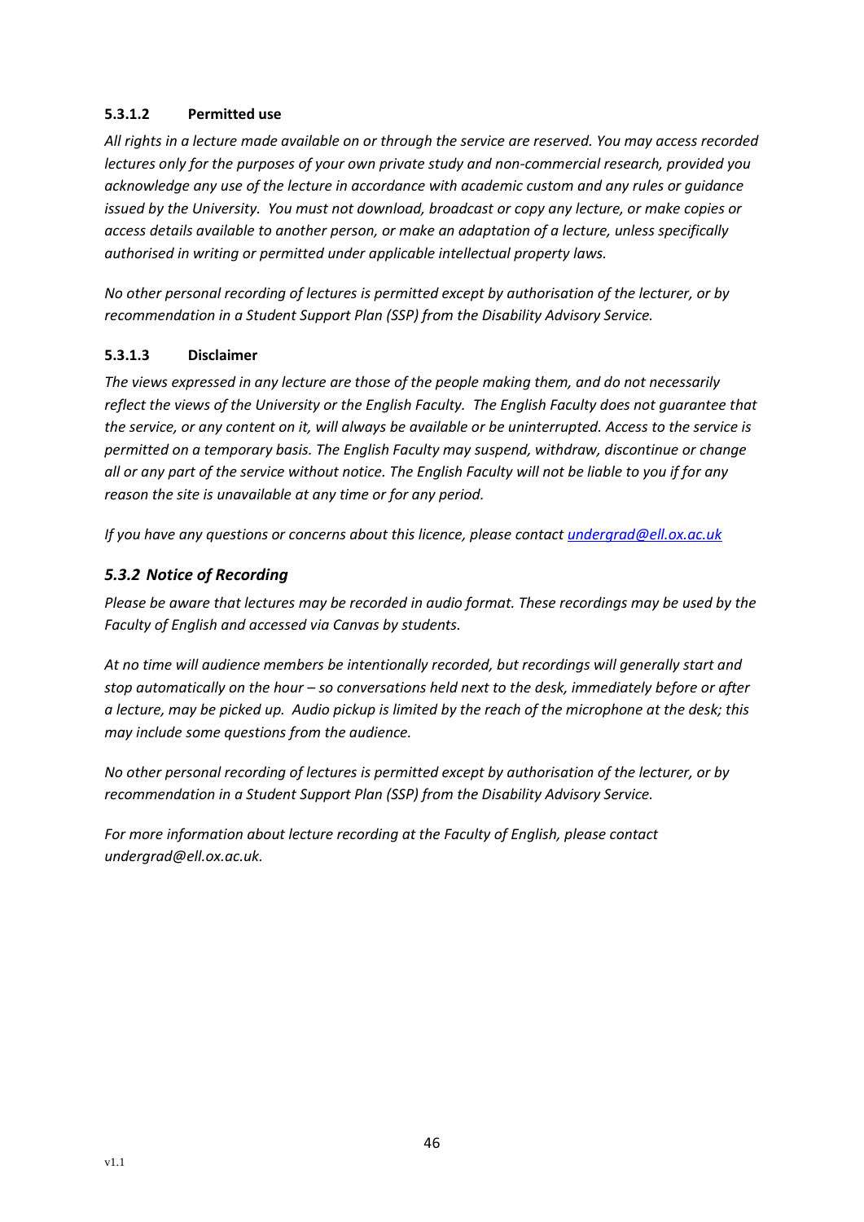#### 5.3.1.2 Permitted use

*All rights in a lecture made available on or through the service are reserved. You may access recorded lectures only for the purposes of your own private study and non-commercial research, provided you acknowledge any use of the lecture in accordance with academic custom and any rules or guidance issued by the University. You must not download, broadcast or copy any lecture, or make copies or access details available to another person, or make an adaptation of a lecture, unless specifically authorised in writing or permitted under applicable intellectual property laws.*

*No other personal recording of lectures is permitted except by authorisation of the lecturer, or by recommendation in a Student Support Plan (SSP) from the Disability Advisory Service.*

#### 5.3.1.3 Disclaimer

*The views expressed in any lecture are those of the people making them, and do not necessarily reflect the views of the University or the English Faculty. The English Faculty does not guarantee that the service, or any content on it, will always be available or be uninterrupted. Access to the service is permitted on a temporary basis. The English Faculty may suspend, withdraw, discontinue or change all or any part of the service without notice. The English Faculty will not be liable to you if for any reason the site is unavailable at any time or for any period.*

*If you have any questions or concerns about this licence, please contact [undergrad@ell.ox.ac.uk](mailto:undergrad@ell.ox.ac.uk)*

### *5.3.2 Notice of Recording*

*Please be aware that lectures may be recorded in audio format. These recordings may be used by the Faculty of English and accessed via Canvas by students.*

*At no time will audience members be intentionally recorded, but recordings will generally start and stop automatically on the hour – so conversations held next to the desk, immediately before or after a lecture, may be picked up. Audio pickup is limited by the reach of the microphone at the desk; this may include some questions from the audience.*

*No other personal recording of lectures is permitted except by authorisation of the lecturer, or by recommendation in a Student Support Plan (SSP) from the Disability Advisory Service.*

*For more information about lecture recording at the Faculty of English, please contact undergrad@ell.ox.ac.uk.*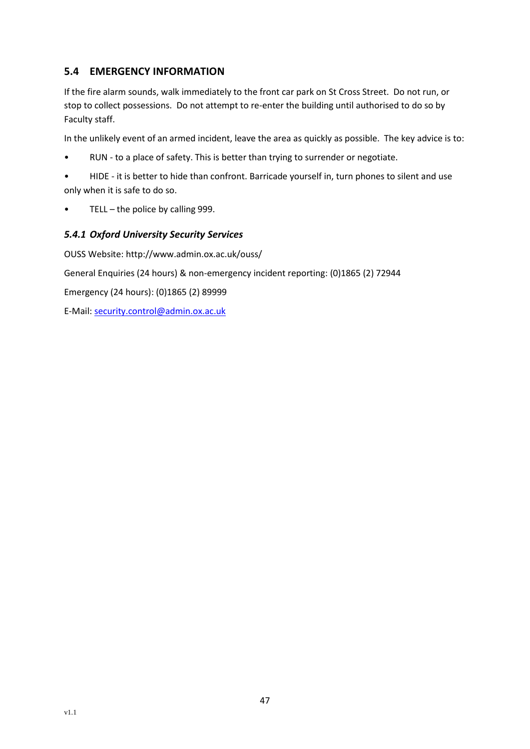## 5.4 EMERGENCY INFORMATION

If the fire alarm sounds, walk immediately to the front car park on St Cross Street. Do not run, or stop to collect possessions. Do not attempt to re-enter the building until authorised to do so by Faculty staff.

In the unlikely event of an armed incident, leave the area as quickly as possible. The key advice is to:

- RUN - to a place of safety. This is better than trying to surrender or negotiate.
- HIDE - it is better to hide than confront. Barricade yourself in, turn phones to silent and use only when it is safe to do so.
- TELL – the police by calling 999.

### *5.4.1 Oxford University Security Services*

OUSS Website: http://www.admin.ox.ac.uk/ouss/

General Enquiries (24 hours) & non-emergency incident reporting: (0)1865 (2) 72944

Emergency (24 hours): (0)1865 (2) 89999

E-Mail: security.control@admin.ox.ac.uk